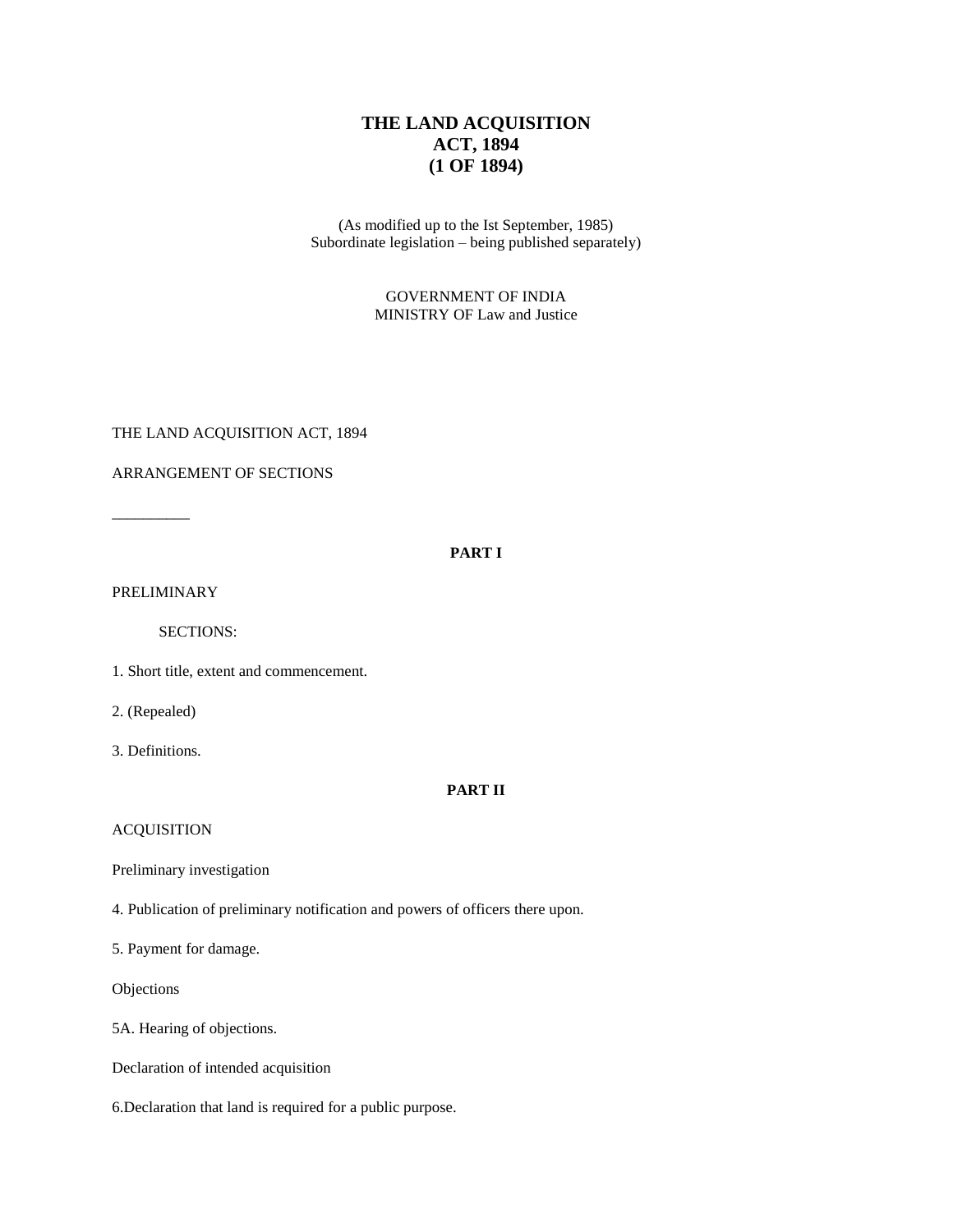# THE LAND ACQUISITION ACT, 1894 (1 OF 1894)

(As modified up to the Ist September, 1985)
Subordinate legislation – being published separately)

GOVERNMENT OF INDIA
MINISTRY OF Law and Justice

THE LAND ACQUISITION ACT, 1894

ARRANGEMENT OF SECTIONS

__________

**PART I**

PRELIMINARY

SECTIONS:

1. Short title, extent and commencement.

2. (Repealed)

3. Definitions.

**PART II**

ACQUISITION

Preliminary investigation

4. Publication of preliminary notification and powers of officers there upon.

5. Payment for damage.

Objections

5A. Hearing of objections.

Declaration of intended acquisition

6.Declaration that land is required for a public purpose.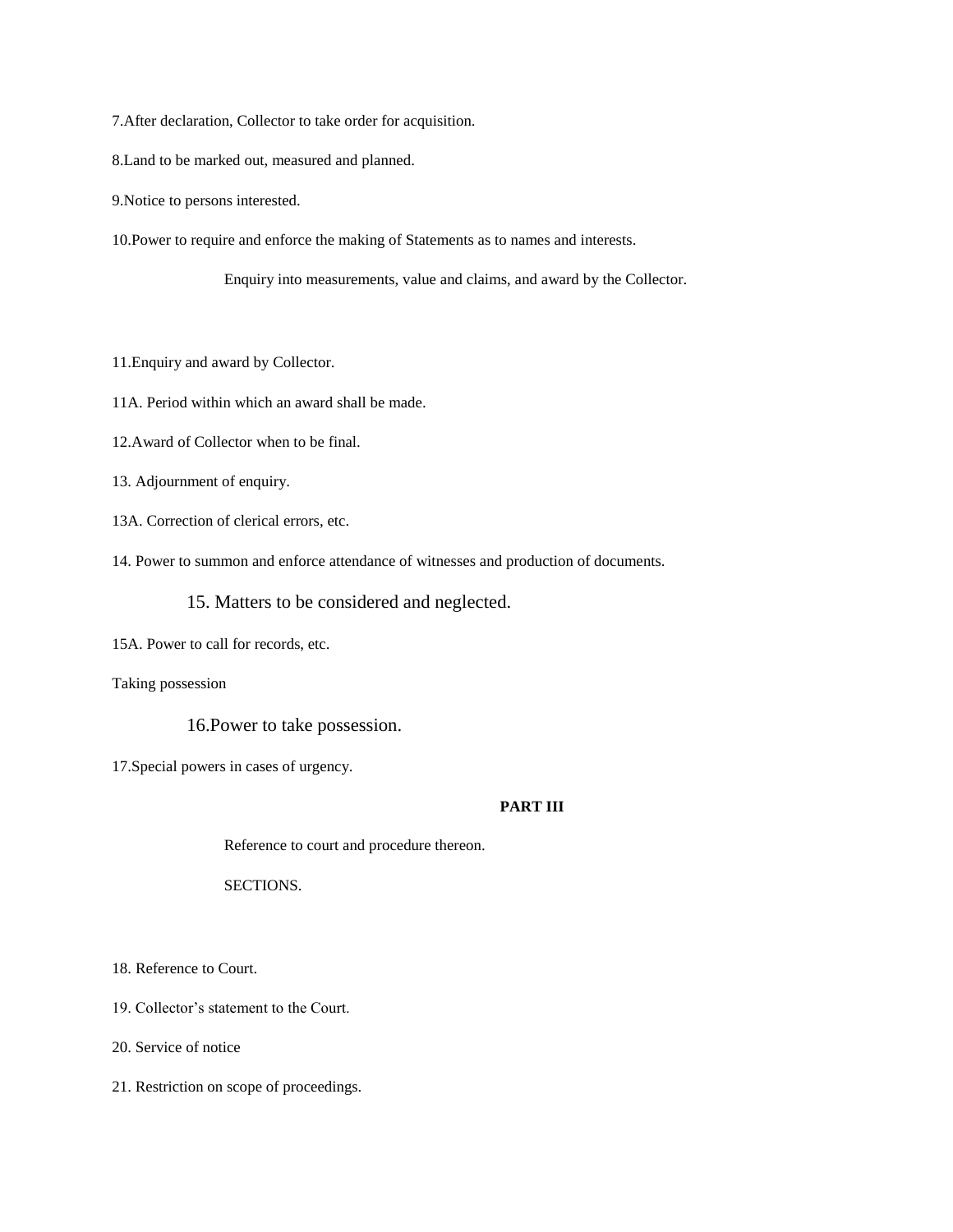7.After declaration, Collector to take order for acquisition.

8.Land to be marked out, measured and planned.

9.Notice to persons interested.

10.Power to require and enforce the making of Statements as to names and interests.

Enquiry into measurements, value and claims, and award by the Collector.

11.Enquiry and award by Collector.

11A. Period within which an award shall be made.

12.Award of Collector when to be final.

13. Adjournment of enquiry.

13A. Correction of clerical errors, etc.

14. Power to summon and enforce attendance of witnesses and production of documents.

15. Matters to be considered and neglected.

15A. Power to call for records, etc.

Taking possession

16.Power to take possession.

17.Special powers in cases of urgency.

**PART III**

Reference to court and procedure thereon.

SECTIONS.

18. Reference to Court.

19. Collector's statement to the Court.

20. Service of notice

21. Restriction on scope of proceedings.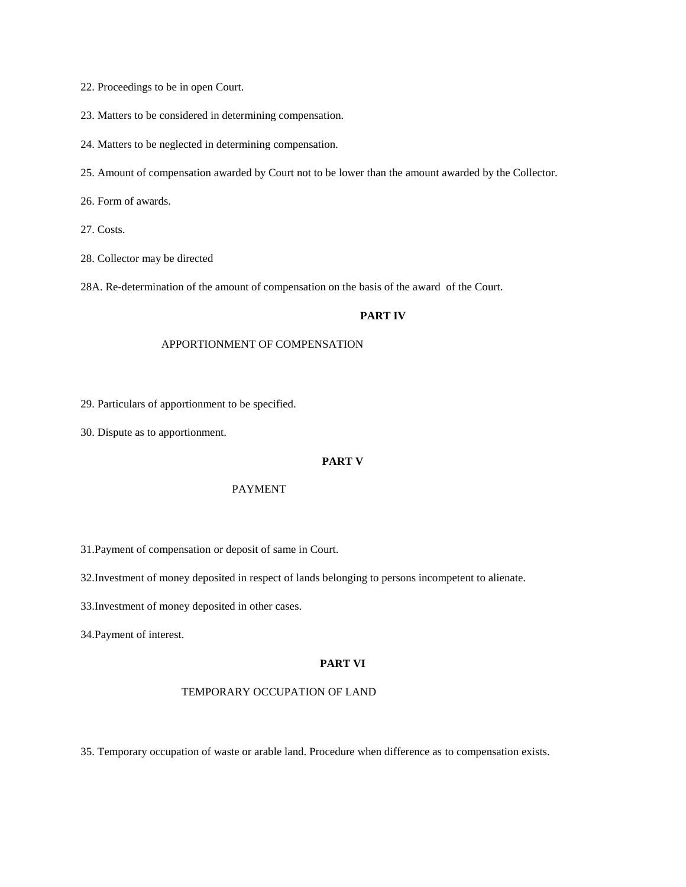22. Proceedings to be in open Court.

23. Matters to be considered in determining compensation.

24. Matters to be neglected in determining compensation.

25. Amount of compensation awarded by Court not to be lower than the amount awarded by the Collector.

26. Form of awards.

27. Costs.

28. Collector may be directed

28A. Re-determination of the amount of compensation on the basis of the award of the Court.

## PART IV

APPORTIONMENT OF COMPENSATION

29. Particulars of apportionment to be specified.

30. Dispute as to apportionment.

## PART V

PAYMENT

31.Payment of compensation or deposit of same in Court.

32.Investment of money deposited in respect of lands belonging to persons incompetent to alienate.

33.Investment of money deposited in other cases.

34.Payment of interest.

## PART VI

TEMPORARY OCCUPATION OF LAND

35. Temporary occupation of waste or arable land. Procedure when difference as to compensation exists.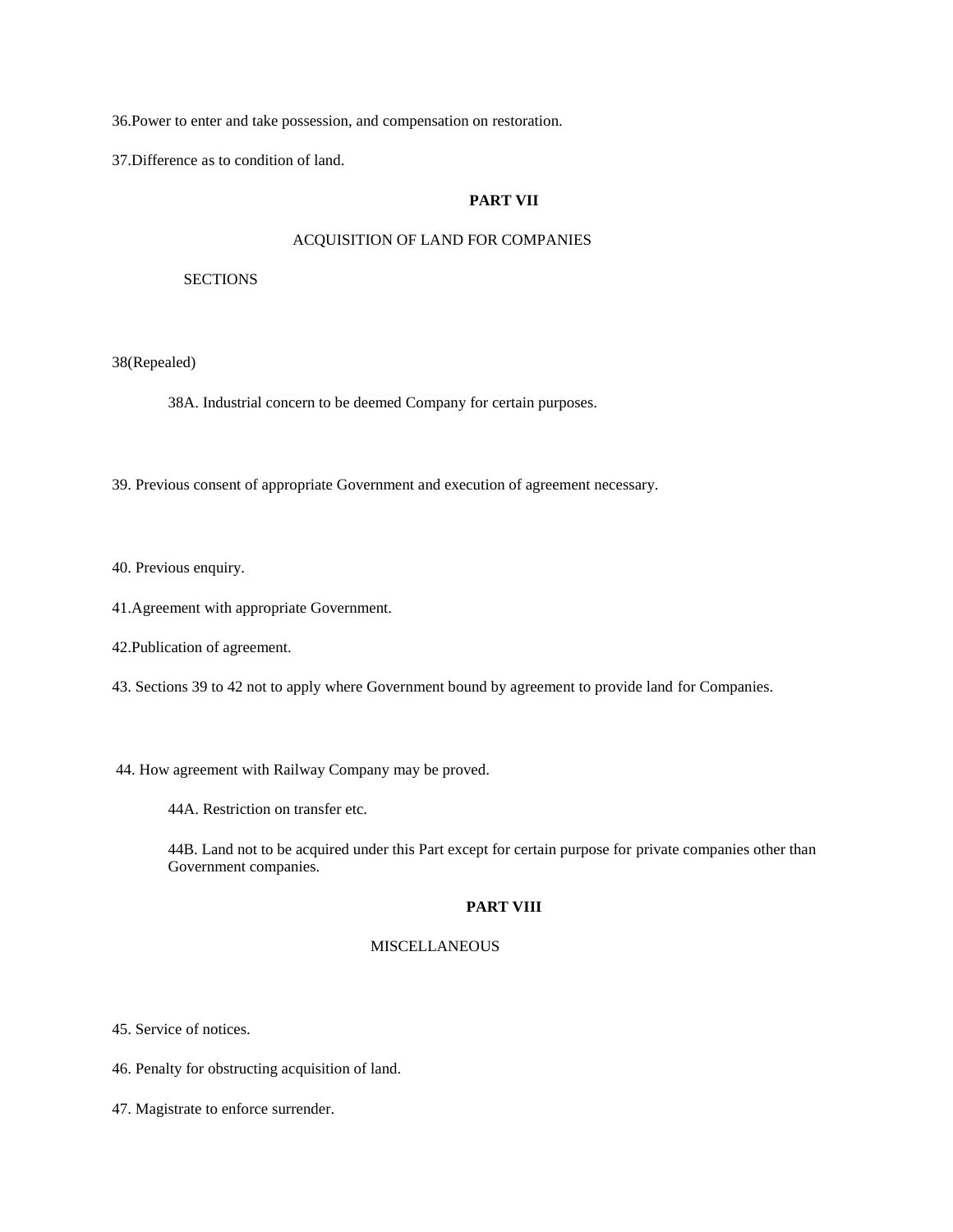36.Power to enter and take possession, and compensation on restoration.

37.Difference as to condition of land.

## PART VII

### ACQUISITION OF LAND FOR COMPANIES

SECTIONS

38(Repealed)

38A. Industrial concern to be deemed Company for certain purposes.

39. Previous consent of appropriate Government and execution of agreement necessary.

40. Previous enquiry.

41.Agreement with appropriate Government.

42.Publication of agreement.

43. Sections 39 to 42 not to apply where Government bound by agreement to provide land for Companies.

44. How agreement with Railway Company may be proved.

44A. Restriction on transfer etc.

44B. Land not to be acquired under this Part except for certain purpose for private companies other than Government companies.

## PART VIII

### MISCELLANEOUS

45. Service of notices.

46. Penalty for obstructing acquisition of land.

47. Magistrate to enforce surrender.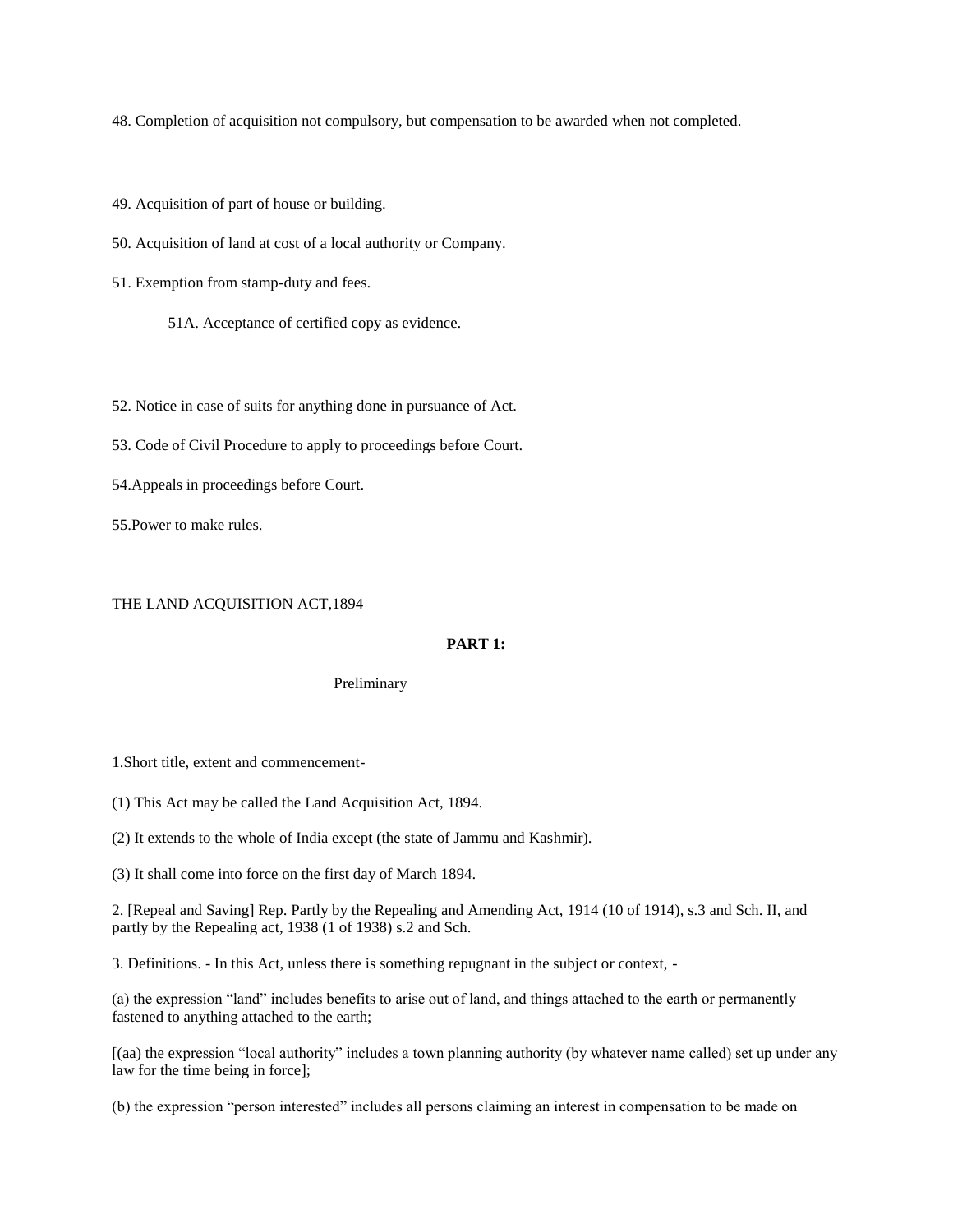48. Completion of acquisition not compulsory, but compensation to be awarded when not completed.

49. Acquisition of part of house or building.

50. Acquisition of land at cost of a local authority or Company.

51. Exemption from stamp-duty and fees.

51A. Acceptance of certified copy as evidence.

52. Notice in case of suits for anything done in pursuance of Act.

53. Code of Civil Procedure to apply to proceedings before Court.

54.Appeals in proceedings before Court.

55.Power to make rules.

# THE LAND ACQUISITION ACT,1894

## PART 1:

### Preliminary

1.Short title, extent and commencement-

(1) This Act may be called the Land Acquisition Act, 1894.

(2) It extends to the whole of India except (the state of Jammu and Kashmir).

(3) It shall come into force on the first day of March 1894.

2. [Repeal and Saving] Rep. Partly by the Repealing and Amending Act, 1914 (10 of 1914), s.3 and Sch. II, and partly by the Repealing act, 1938 (1 of 1938) s.2 and Sch.

3. Definitions. - In this Act, unless there is something repugnant in the subject or context, -

(a) the expression "land" includes benefits to arise out of land, and things attached to the earth or permanently fastened to anything attached to the earth;

[(aa) the expression "local authority" includes a town planning authority (by whatever name called) set up under any law for the time being in force];

(b) the expression "person interested" includes all persons claiming an interest in compensation to be made on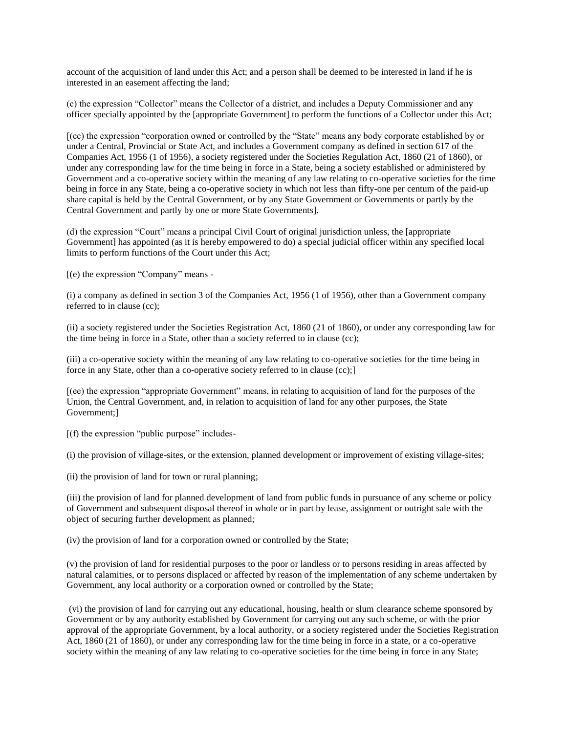account of the acquisition of land under this Act; and a person shall be deemed to be interested in land if he is interested in an easement affecting the land;

(c) the expression "Collector" means the Collector of a district, and includes a Deputy Commissioner and any officer specially appointed by the [appropriate Government] to perform the functions of a Collector under this Act;

[(cc) the expression "corporation owned or controlled by the "State" means any body corporate established by or under a Central, Provincial or State Act, and includes a Government company as defined in section 617 of the Companies Act, 1956 (1 of 1956), a society registered under the Societies Regulation Act, 1860 (21 of 1860), or under any corresponding law for the time being in force in a State, being a society established or administered by Government and a co-operative society within the meaning of any law relating to co-operative societies for the time being in force in any State, being a co-operative society in which not less than fifty-one per centum of the paid-up share capital is held by the Central Government, or by any State Government or Governments or partly by the Central Government and partly by one or more State Governments].

(d) the expression "Court" means a principal Civil Court of original jurisdiction unless, the [appropriate Government] has appointed (as it is hereby empowered to do) a special judicial officer within any specified local limits to perform functions of the Court under this Act;

[(e) the expression "Company" means -

(i) a company as defined in section 3 of the Companies Act, 1956 (1 of 1956), other than a Government company referred to in clause (cc);

(ii) a society registered under the Societies Registration Act, 1860 (21 of 1860), or under any corresponding law for the time being in force in a State, other than a society referred to in clause (cc);

(iii) a co-operative society within the meaning of any law relating to co-operative societies for the time being in force in any State, other than a co-operative society referred to in clause (cc);]

[(ee) the expression "appropriate Government" means, in relating to acquisition of land for the purposes of the Union, the Central Government, and, in relation to acquisition of land for any other purposes, the State Government;]

[(f) the expression "public purpose" includes-

(i) the provision of village-sites, or the extension, planned development or improvement of existing village-sites;

(ii) the provision of land for town or rural planning;

(iii) the provision of land for planned development of land from public funds in pursuance of any scheme or policy of Government and subsequent disposal thereof in whole or in part by lease, assignment or outright sale with the object of securing further development as planned;

(iv) the provision of land for a corporation owned or controlled by the State;

(v) the provision of land for residential purposes to the poor or landless or to persons residing in areas affected by natural calamities, or to persons displaced or affected by reason of the implementation of any scheme undertaken by Government, any local authority or a corporation owned or controlled by the State;

(vi) the provision of land for carrying out any educational, housing, health or slum clearance scheme sponsored by Government or by any authority established by Government for carrying out any such scheme, or with the prior approval of the appropriate Government, by a local authority, or a society registered under the Societies Registration Act, 1860 (21 of 1860), or under any corresponding law for the time being in force in a state, or a co-operative society within the meaning of any law relating to co-operative societies for the time being in force in any State;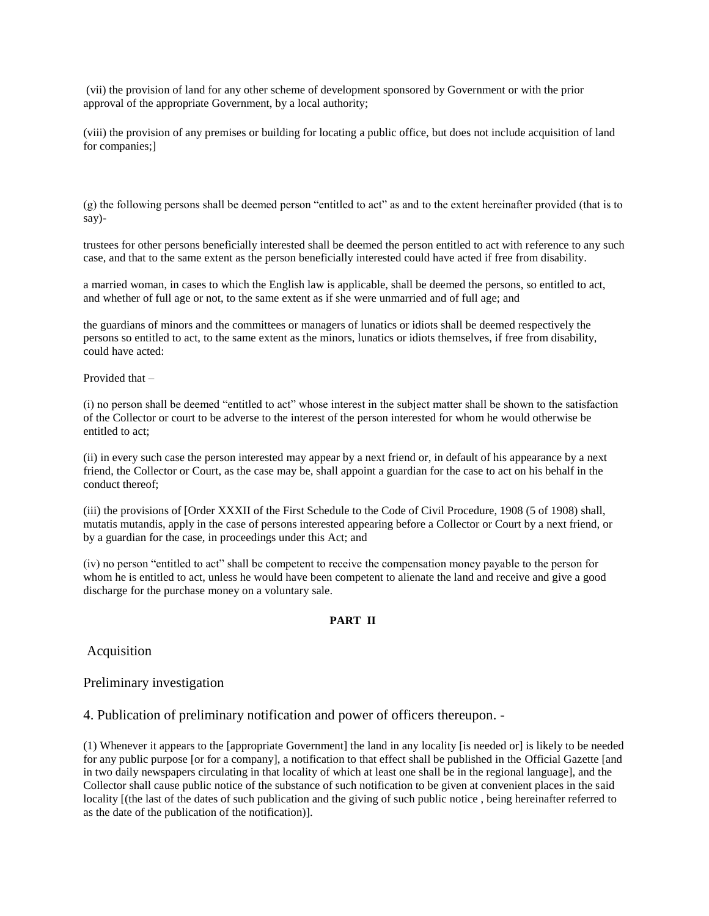(vii) the provision of land for any other scheme of development sponsored by Government or with the prior approval of the appropriate Government, by a local authority;

(viii) the provision of any premises or building for locating a public office, but does not include acquisition of land for companies;]

(g) the following persons shall be deemed person "entitled to act" as and to the extent hereinafter provided (that is to say)-

trustees for other persons beneficially interested shall be deemed the person entitled to act with reference to any such case, and that to the same extent as the person beneficially interested could have acted if free from disability.

a married woman, in cases to which the English law is applicable, shall be deemed the persons, so entitled to act, and whether of full age or not, to the same extent as if she were unmarried and of full age; and

the guardians of minors and the committees or managers of lunatics or idiots shall be deemed respectively the persons so entitled to act, to the same extent as the minors, lunatics or idiots themselves, if free from disability, could have acted:

Provided that –

(i) no person shall be deemed "entitled to act" whose interest in the subject matter shall be shown to the satisfaction of the Collector or court to be adverse to the interest of the person interested for whom he would otherwise be entitled to act;

(ii) in every such case the person interested may appear by a next friend or, in default of his appearance by a next friend, the Collector or Court, as the case may be, shall appoint a guardian for the case to act on his behalf in the conduct thereof;

(iii) the provisions of [Order XXXII of the First Schedule to the Code of Civil Procedure, 1908 (5 of 1908) shall, mutatis mutandis, apply in the case of persons interested appearing before a Collector or Court by a next friend, or by a guardian for the case, in proceedings under this Act; and

(iv) no person "entitled to act" shall be competent to receive the compensation money payable to the person for whom he is entitled to act, unless he would have been competent to alienate the land and receive and give a good discharge for the purchase money on a voluntary sale.

**PART II**

Acquisition

Preliminary investigation

4. Publication of preliminary notification and power of officers thereupon. -

(1) Whenever it appears to the [appropriate Government] the land in any locality [is needed or] is likely to be needed for any public purpose [or for a company], a notification to that effect shall be published in the Official Gazette [and in two daily newspapers circulating in that locality of which at least one shall be in the regional language], and the Collector shall cause public notice of the substance of such notification to be given at convenient places in the said locality [(the last of the dates of such publication and the giving of such public notice , being hereinafter referred to as the date of the publication of the notification)].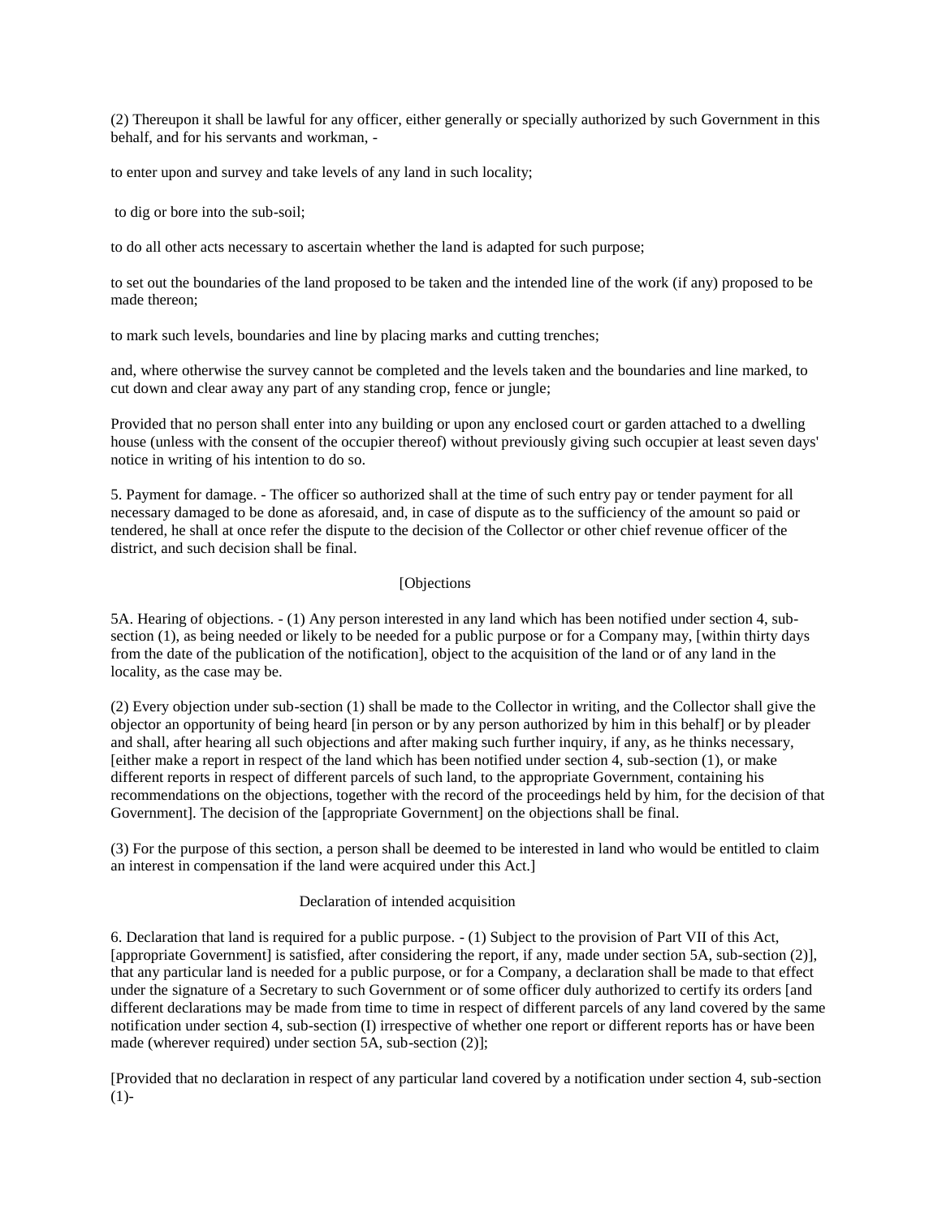(2) Thereupon it shall be lawful for any officer, either generally or specially authorized by such Government in this behalf, and for his servants and workman, -

to enter upon and survey and take levels of any land in such locality;

to dig or bore into the sub-soil;

to do all other acts necessary to ascertain whether the land is adapted for such purpose;

to set out the boundaries of the land proposed to be taken and the intended line of the work (if any) proposed to be made thereon;

to mark such levels, boundaries and line by placing marks and cutting trenches;

and, where otherwise the survey cannot be completed and the levels taken and the boundaries and line marked, to cut down and clear away any part of any standing crop, fence or jungle;

Provided that no person shall enter into any building or upon any enclosed court or garden attached to a dwelling house (unless with the consent of the occupier thereof) without previously giving such occupier at least seven days' notice in writing of his intention to do so.

5. Payment for damage. - The officer so authorized shall at the time of such entry pay or tender payment for all necessary damaged to be done as aforesaid, and, in case of dispute as to the sufficiency of the amount so paid or tendered, he shall at once refer the dispute to the decision of the Collector or other chief revenue officer of the district, and such decision shall be final.

[Objections

5A. Hearing of objections. - (1) Any person interested in any land which has been notified under section 4, sub-section (1), as being needed or likely to be needed for a public purpose or for a Company may, [within thirty days from the date of the publication of the notification], object to the acquisition of the land or of any land in the locality, as the case may be.

(2) Every objection under sub-section (1) shall be made to the Collector in writing, and the Collector shall give the objector an opportunity of being heard [in person or by any person authorized by him in this behalf] or by pleader and shall, after hearing all such objections and after making such further inquiry, if any, as he thinks necessary, [either make a report in respect of the land which has been notified under section 4, sub-section (1), or make different reports in respect of different parcels of such land, to the appropriate Government, containing his recommendations on the objections, together with the record of the proceedings held by him, for the decision of that Government]. The decision of the [appropriate Government] on the objections shall be final.

(3) For the purpose of this section, a person shall be deemed to be interested in land who would be entitled to claim an interest in compensation if the land were acquired under this Act.]

Declaration of intended acquisition

6. Declaration that land is required for a public purpose. - (1) Subject to the provision of Part VII of this Act, [appropriate Government] is satisfied, after considering the report, if any, made under section 5A, sub-section (2)], that any particular land is needed for a public purpose, or for a Company, a declaration shall be made to that effect under the signature of a Secretary to such Government or of some officer duly authorized to certify its orders [and different declarations may be made from time to time in respect of different parcels of any land covered by the same notification under section 4, sub-section (I) irrespective of whether one report or different reports has or have been made (wherever required) under section 5A, sub-section (2)];

[Provided that no declaration in respect of any particular land covered by a notification under section 4, sub-section (1)-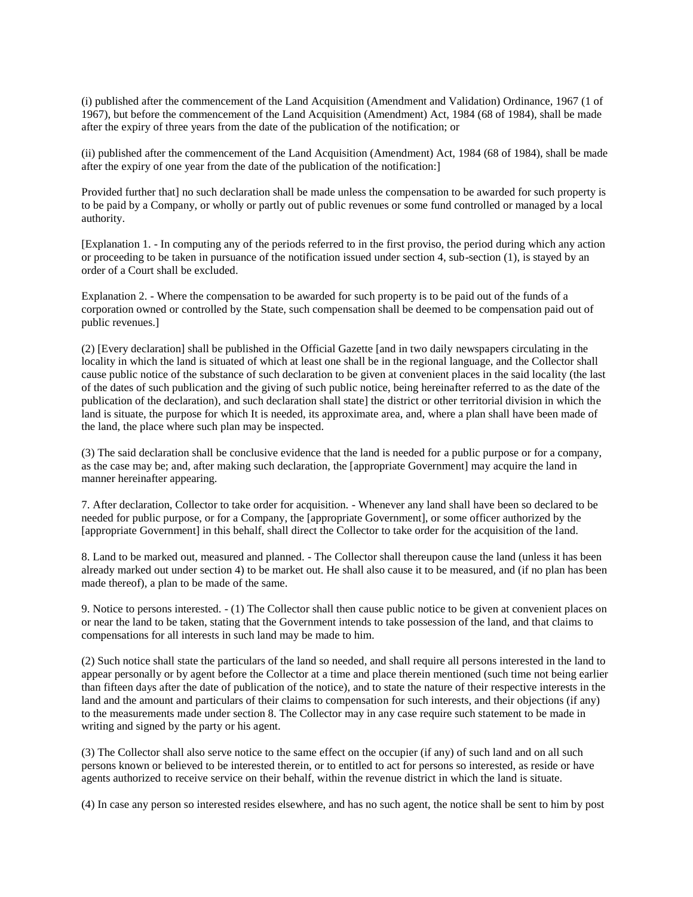(i) published after the commencement of the Land Acquisition (Amendment and Validation) Ordinance, 1967 (1 of 1967), but before the commencement of the Land Acquisition (Amendment) Act, 1984 (68 of 1984), shall be made after the expiry of three years from the date of the publication of the notification; or

(ii) published after the commencement of the Land Acquisition (Amendment) Act, 1984 (68 of 1984), shall be made after the expiry of one year from the date of the publication of the notification:]

Provided further that] no such declaration shall be made unless the compensation to be awarded for such property is to be paid by a Company, or wholly or partly out of public revenues or some fund controlled or managed by a local authority.

[Explanation 1. - In computing any of the periods referred to in the first proviso, the period during which any action or proceeding to be taken in pursuance of the notification issued under section 4, sub-section (1), is stayed by an order of a Court shall be excluded.

Explanation 2. - Where the compensation to be awarded for such property is to be paid out of the funds of a corporation owned or controlled by the State, such compensation shall be deemed to be compensation paid out of public revenues.]

(2) [Every declaration] shall be published in the Official Gazette [and in two daily newspapers circulating in the locality in which the land is situated of which at least one shall be in the regional language, and the Collector shall cause public notice of the substance of such declaration to be given at convenient places in the said locality (the last of the dates of such publication and the giving of such public notice, being hereinafter referred to as the date of the publication of the declaration), and such declaration shall state] the district or other territorial division in which the land is situate, the purpose for which It is needed, its approximate area, and, where a plan shall have been made of the land, the place where such plan may be inspected.

(3) The said declaration shall be conclusive evidence that the land is needed for a public purpose or for a company, as the case may be; and, after making such declaration, the [appropriate Government] may acquire the land in manner hereinafter appearing.

7. After declaration, Collector to take order for acquisition. - Whenever any land shall have been so declared to be needed for public purpose, or for a Company, the [appropriate Government], or some officer authorized by the [appropriate Government] in this behalf, shall direct the Collector to take order for the acquisition of the land.

8. Land to be marked out, measured and planned. - The Collector shall thereupon cause the land (unless it has been already marked out under section 4) to be market out. He shall also cause it to be measured, and (if no plan has been made thereof), a plan to be made of the same.

9. Notice to persons interested. - (1) The Collector shall then cause public notice to be given at convenient places on or near the land to be taken, stating that the Government intends to take possession of the land, and that claims to compensations for all interests in such land may be made to him.

(2) Such notice shall state the particulars of the land so needed, and shall require all persons interested in the land to appear personally or by agent before the Collector at a time and place therein mentioned (such time not being earlier than fifteen days after the date of publication of the notice), and to state the nature of their respective interests in the land and the amount and particulars of their claims to compensation for such interests, and their objections (if any) to the measurements made under section 8. The Collector may in any case require such statement to be made in writing and signed by the party or his agent.

(3) The Collector shall also serve notice to the same effect on the occupier (if any) of such land and on all such persons known or believed to be interested therein, or to entitled to act for persons so interested, as reside or have agents authorized to receive service on their behalf, within the revenue district in which the land is situate.

(4) In case any person so interested resides elsewhere, and has no such agent, the notice shall be sent to him by post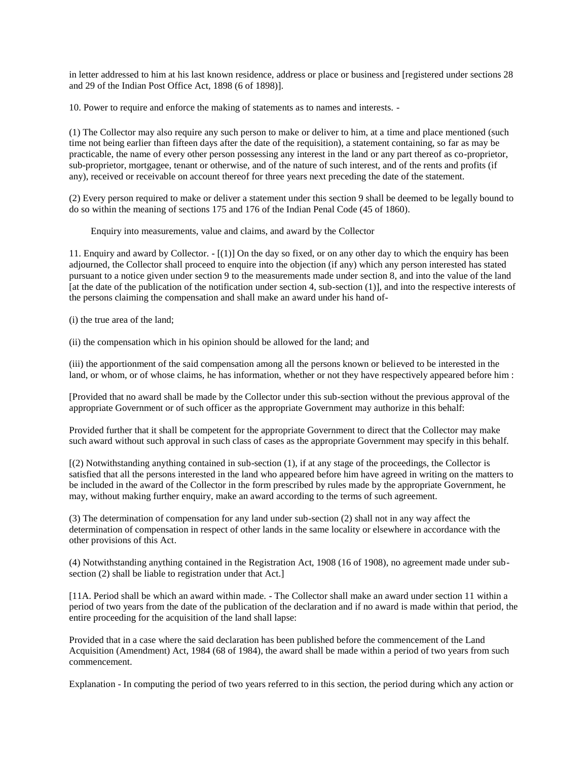in letter addressed to him at his last known residence, address or place or business and [registered under sections 28 and 29 of the Indian Post Office Act, 1898 (6 of 1898)].

10. Power to require and enforce the making of statements as to names and interests. -

(1) The Collector may also require any such person to make or deliver to him, at a time and place mentioned (such time not being earlier than fifteen days after the date of the requisition), a statement containing, so far as may be practicable, the name of every other person possessing any interest in the land or any part thereof as co-proprietor, sub-proprietor, mortgagee, tenant or otherwise, and of the nature of such interest, and of the rents and profits (if any), received or receivable on account thereof for three years next preceding the date of the statement.

(2) Every person required to make or deliver a statement under this section 9 shall be deemed to be legally bound to do so within the meaning of sections 175 and 176 of the Indian Penal Code (45 of 1860).

Enquiry into measurements, value and claims, and award by the Collector

11. Enquiry and award by Collector. - [(1)] On the day so fixed, or on any other day to which the enquiry has been adjourned, the Collector shall proceed to enquire into the objection (if any) which any person interested has stated pursuant to a notice given under section 9 to the measurements made under section 8, and into the value of the land [at the date of the publication of the notification under section 4, sub-section (1)], and into the respective interests of the persons claiming the compensation and shall make an award under his hand of-

(i) the true area of the land;

(ii) the compensation which in his opinion should be allowed for the land; and

(iii) the apportionment of the said compensation among all the persons known or believed to be interested in the land, or whom, or of whose claims, he has information, whether or not they have respectively appeared before him :

[Provided that no award shall be made by the Collector under this sub-section without the previous approval of the appropriate Government or of such officer as the appropriate Government may authorize in this behalf:

Provided further that it shall be competent for the appropriate Government to direct that the Collector may make such award without such approval in such class of cases as the appropriate Government may specify in this behalf.

[(2) Notwithstanding anything contained in sub-section (1), if at any stage of the proceedings, the Collector is satisfied that all the persons interested in the land who appeared before him have agreed in writing on the matters to be included in the award of the Collector in the form prescribed by rules made by the appropriate Government, he may, without making further enquiry, make an award according to the terms of such agreement.

(3) The determination of compensation for any land under sub-section (2) shall not in any way affect the determination of compensation in respect of other lands in the same locality or elsewhere in accordance with the other provisions of this Act.

(4) Notwithstanding anything contained in the Registration Act, 1908 (16 of 1908), no agreement made under sub-section (2) shall be liable to registration under that Act.]

[11A. Period shall be which an award within made. - The Collector shall make an award under section 11 within a period of two years from the date of the publication of the declaration and if no award is made within that period, the entire proceeding for the acquisition of the land shall lapse:

Provided that in a case where the said declaration has been published before the commencement of the Land Acquisition (Amendment) Act, 1984 (68 of 1984), the award shall be made within a period of two years from such commencement.

Explanation - In computing the period of two years referred to in this section, the period during which any action or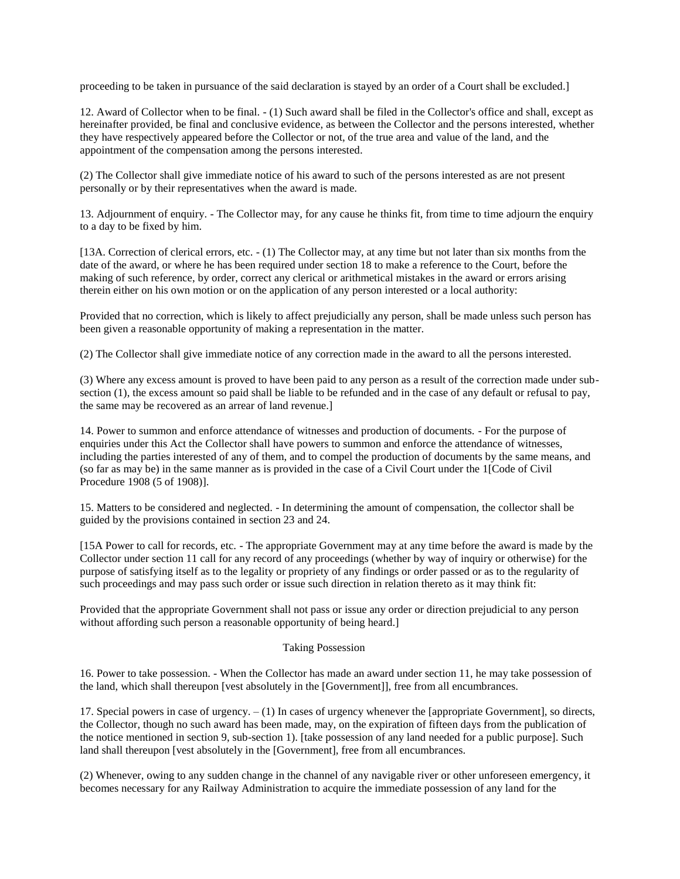proceeding to be taken in pursuance of the said declaration is stayed by an order of a Court shall be excluded.]

12. Award of Collector when to be final. - (1) Such award shall be filed in the Collector's office and shall, except as hereinafter provided, be final and conclusive evidence, as between the Collector and the persons interested, whether they have respectively appeared before the Collector or not, of the true area and value of the land, and the appointment of the compensation among the persons interested.

(2) The Collector shall give immediate notice of his award to such of the persons interested as are not present personally or by their representatives when the award is made.

13. Adjournment of enquiry. - The Collector may, for any cause he thinks fit, from time to time adjourn the enquiry to a day to be fixed by him.

[13A. Correction of clerical errors, etc. - (1) The Collector may, at any time but not later than six months from the date of the award, or where he has been required under section 18 to make a reference to the Court, before the making of such reference, by order, correct any clerical or arithmetical mistakes in the award or errors arising therein either on his own motion or on the application of any person interested or a local authority:

Provided that no correction, which is likely to affect prejudicially any person, shall be made unless such person has been given a reasonable opportunity of making a representation in the matter.

(2) The Collector shall give immediate notice of any correction made in the award to all the persons interested.

(3) Where any excess amount is proved to have been paid to any person as a result of the correction made under sub-section (1), the excess amount so paid shall be liable to be refunded and in the case of any default or refusal to pay, the same may be recovered as an arrear of land revenue.]

14. Power to summon and enforce attendance of witnesses and production of documents. - For the purpose of enquiries under this Act the Collector shall have powers to summon and enforce the attendance of witnesses, including the parties interested of any of them, and to compel the production of documents by the same means, and (so far as may be) in the same manner as is provided in the case of a Civil Court under the 1[Code of Civil Procedure 1908 (5 of 1908)].

15. Matters to be considered and neglected. - In determining the amount of compensation, the collector shall be guided by the provisions contained in section 23 and 24.

[15A Power to call for records, etc. - The appropriate Government may at any time before the award is made by the Collector under section 11 call for any record of any proceedings (whether by way of inquiry or otherwise) for the purpose of satisfying itself as to the legality or propriety of any findings or order passed or as to the regularity of such proceedings and may pass such order or issue such direction in relation thereto as it may think fit:

Provided that the appropriate Government shall not pass or issue any order or direction prejudicial to any person without affording such person a reasonable opportunity of being heard.]

## Taking Possession

16. Power to take possession. - When the Collector has made an award under section 11, he may take possession of the land, which shall thereupon [vest absolutely in the [Government]], free from all encumbrances.

17. Special powers in case of urgency. – (1) In cases of urgency whenever the [appropriate Government], so directs, the Collector, though no such award has been made, may, on the expiration of fifteen days from the publication of the notice mentioned in section 9, sub-section 1). [take possession of any land needed for a public purpose]. Such land shall thereupon [vest absolutely in the [Government], free from all encumbrances.

(2) Whenever, owing to any sudden change in the channel of any navigable river or other unforeseen emergency, it becomes necessary for any Railway Administration to acquire the immediate possession of any land for the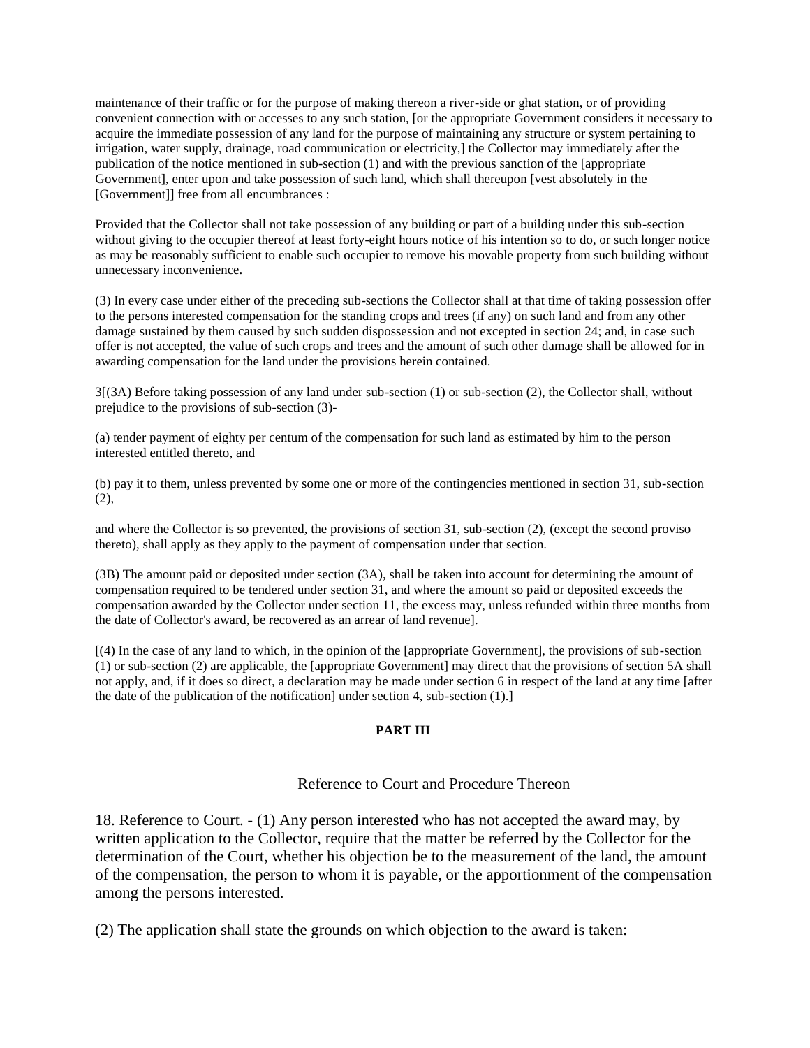maintenance of their traffic or for the purpose of making thereon a river-side or ghat station, or of providing convenient connection with or accesses to any such station, [or the appropriate Government considers it necessary to acquire the immediate possession of any land for the purpose of maintaining any structure or system pertaining to irrigation, water supply, drainage, road communication or electricity,] the Collector may immediately after the publication of the notice mentioned in sub-section (1) and with the previous sanction of the [appropriate Government], enter upon and take possession of such land, which shall thereupon [vest absolutely in the [Government]] free from all encumbrances :

Provided that the Collector shall not take possession of any building or part of a building under this sub-section without giving to the occupier thereof at least forty-eight hours notice of his intention so to do, or such longer notice as may be reasonably sufficient to enable such occupier to remove his movable property from such building without unnecessary inconvenience.

(3) In every case under either of the preceding sub-sections the Collector shall at that time of taking possession offer to the persons interested compensation for the standing crops and trees (if any) on such land and from any other damage sustained by them caused by such sudden dispossession and not excepted in section 24; and, in case such offer is not accepted, the value of such crops and trees and the amount of such other damage shall be allowed for in awarding compensation for the land under the provisions herein contained.

3[(3A) Before taking possession of any land under sub-section (1) or sub-section (2), the Collector shall, without prejudice to the provisions of sub-section (3)-

(a) tender payment of eighty per centum of the compensation for such land as estimated by him to the person interested entitled thereto, and

(b) pay it to them, unless prevented by some one or more of the contingencies mentioned in section 31, sub-section (2),

and where the Collector is so prevented, the provisions of section 31, sub-section (2), (except the second proviso thereto), shall apply as they apply to the payment of compensation under that section.

(3B) The amount paid or deposited under section (3A), shall be taken into account for determining the amount of compensation required to be tendered under section 31, and where the amount so paid or deposited exceeds the compensation awarded by the Collector under section 11, the excess may, unless refunded within three months from the date of Collector's award, be recovered as an arrear of land revenue].

[(4) In the case of any land to which, in the opinion of the [appropriate Government], the provisions of sub-section (1) or sub-section (2) are applicable, the [appropriate Government] may direct that the provisions of section 5A shall not apply, and, if it does so direct, a declaration may be made under section 6 in respect of the land at any time [after the date of the publication of the notification] under section 4, sub-section (1).]

## PART III

### Reference to Court and Procedure Thereon

18. Reference to Court. - (1) Any person interested who has not accepted the award may, by written application to the Collector, require that the matter be referred by the Collector for the determination of the Court, whether his objection be to the measurement of the land, the amount of the compensation, the person to whom it is payable, or the apportionment of the compensation among the persons interested.

(2) The application shall state the grounds on which objection to the award is taken: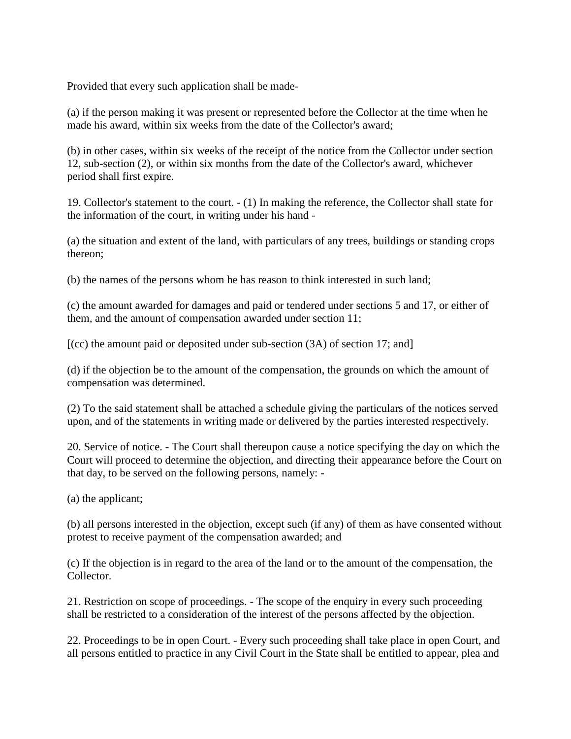Provided that every such application shall be made-

(a) if the person making it was present or represented before the Collector at the time when he made his award, within six weeks from the date of the Collector's award;

(b) in other cases, within six weeks of the receipt of the notice from the Collector under section 12, sub-section (2), or within six months from the date of the Collector's award, whichever period shall first expire.

19. Collector's statement to the court. - (1) In making the reference, the Collector shall state for the information of the court, in writing under his hand -

(a) the situation and extent of the land, with particulars of any trees, buildings or standing crops thereon;

(b) the names of the persons whom he has reason to think interested in such land;

(c) the amount awarded for damages and paid or tendered under sections 5 and 17, or either of them, and the amount of compensation awarded under section 11;

[(cc) the amount paid or deposited under sub-section (3A) of section 17; and]

(d) if the objection be to the amount of the compensation, the grounds on which the amount of compensation was determined.

(2) To the said statement shall be attached a schedule giving the particulars of the notices served upon, and of the statements in writing made or delivered by the parties interested respectively.

20. Service of notice. - The Court shall thereupon cause a notice specifying the day on which the Court will proceed to determine the objection, and directing their appearance before the Court on that day, to be served on the following persons, namely: -

(a) the applicant;

(b) all persons interested in the objection, except such (if any) of them as have consented without protest to receive payment of the compensation awarded; and

(c) If the objection is in regard to the area of the land or to the amount of the compensation, the Collector.

21. Restriction on scope of proceedings. - The scope of the enquiry in every such proceeding shall be restricted to a consideration of the interest of the persons affected by the objection.

22. Proceedings to be in open Court. - Every such proceeding shall take place in open Court, and all persons entitled to practice in any Civil Court in the State shall be entitled to appear, plea and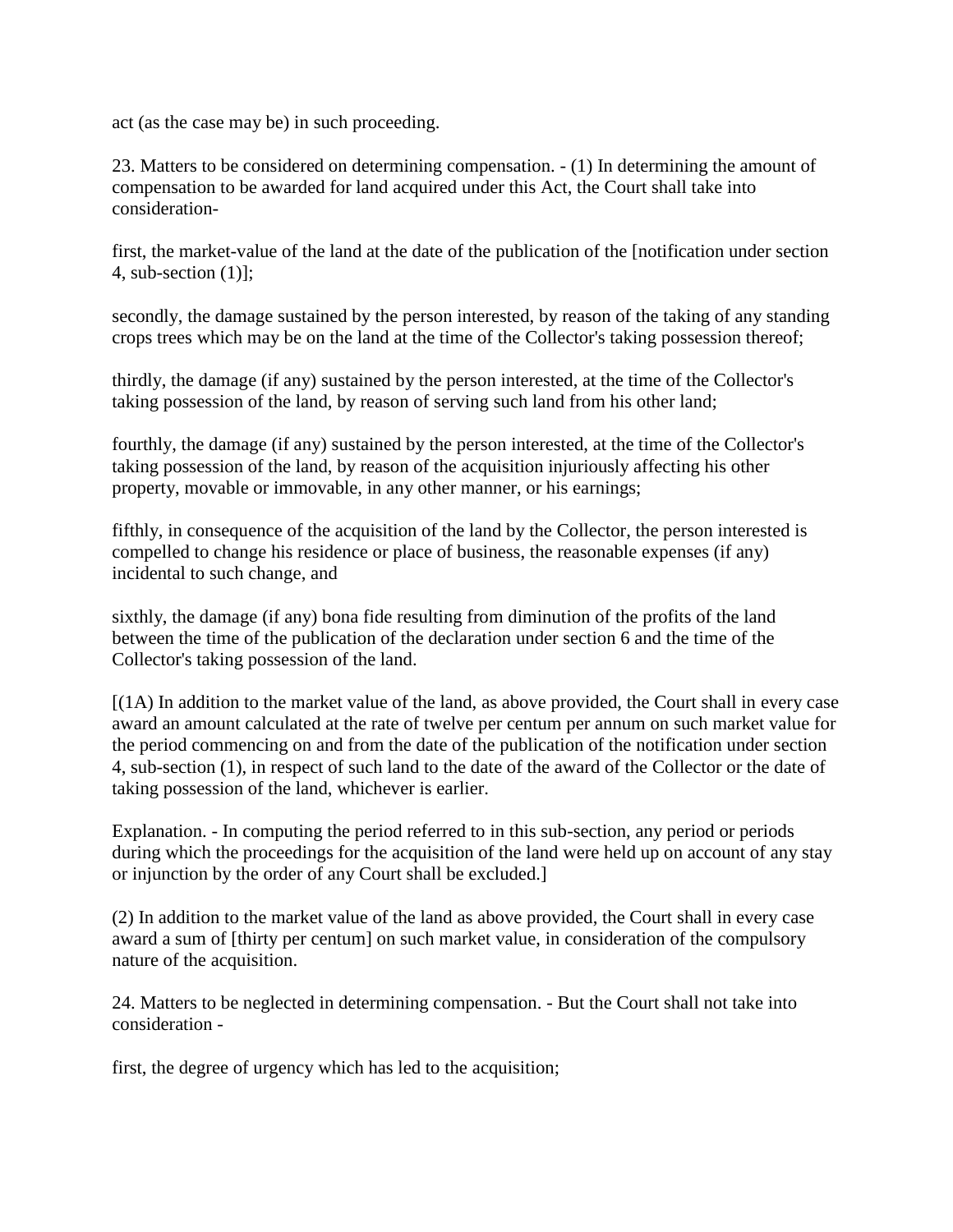act (as the case may be) in such proceeding.

23. Matters to be considered on determining compensation. - (1) In determining the amount of compensation to be awarded for land acquired under this Act, the Court shall take into consideration-

first, the market-value of the land at the date of the publication of the [notification under section 4, sub-section (1)];

secondly, the damage sustained by the person interested, by reason of the taking of any standing crops trees which may be on the land at the time of the Collector's taking possession thereof;

thirdly, the damage (if any) sustained by the person interested, at the time of the Collector's taking possession of the land, by reason of serving such land from his other land;

fourthly, the damage (if any) sustained by the person interested, at the time of the Collector's taking possession of the land, by reason of the acquisition injuriously affecting his other property, movable or immovable, in any other manner, or his earnings;

fifthly, in consequence of the acquisition of the land by the Collector, the person interested is compelled to change his residence or place of business, the reasonable expenses (if any) incidental to such change, and

sixthly, the damage (if any) bona fide resulting from diminution of the profits of the land between the time of the publication of the declaration under section 6 and the time of the Collector's taking possession of the land.

[(1A) In addition to the market value of the land, as above provided, the Court shall in every case award an amount calculated at the rate of twelve per centum per annum on such market value for the period commencing on and from the date of the publication of the notification under section 4, sub-section (1), in respect of such land to the date of the award of the Collector or the date of taking possession of the land, whichever is earlier.

Explanation. - In computing the period referred to in this sub-section, any period or periods during which the proceedings for the acquisition of the land were held up on account of any stay or injunction by the order of any Court shall be excluded.]

(2) In addition to the market value of the land as above provided, the Court shall in every case award a sum of [thirty per centum] on such market value, in consideration of the compulsory nature of the acquisition.

24. Matters to be neglected in determining compensation. - But the Court shall not take into consideration -

first, the degree of urgency which has led to the acquisition;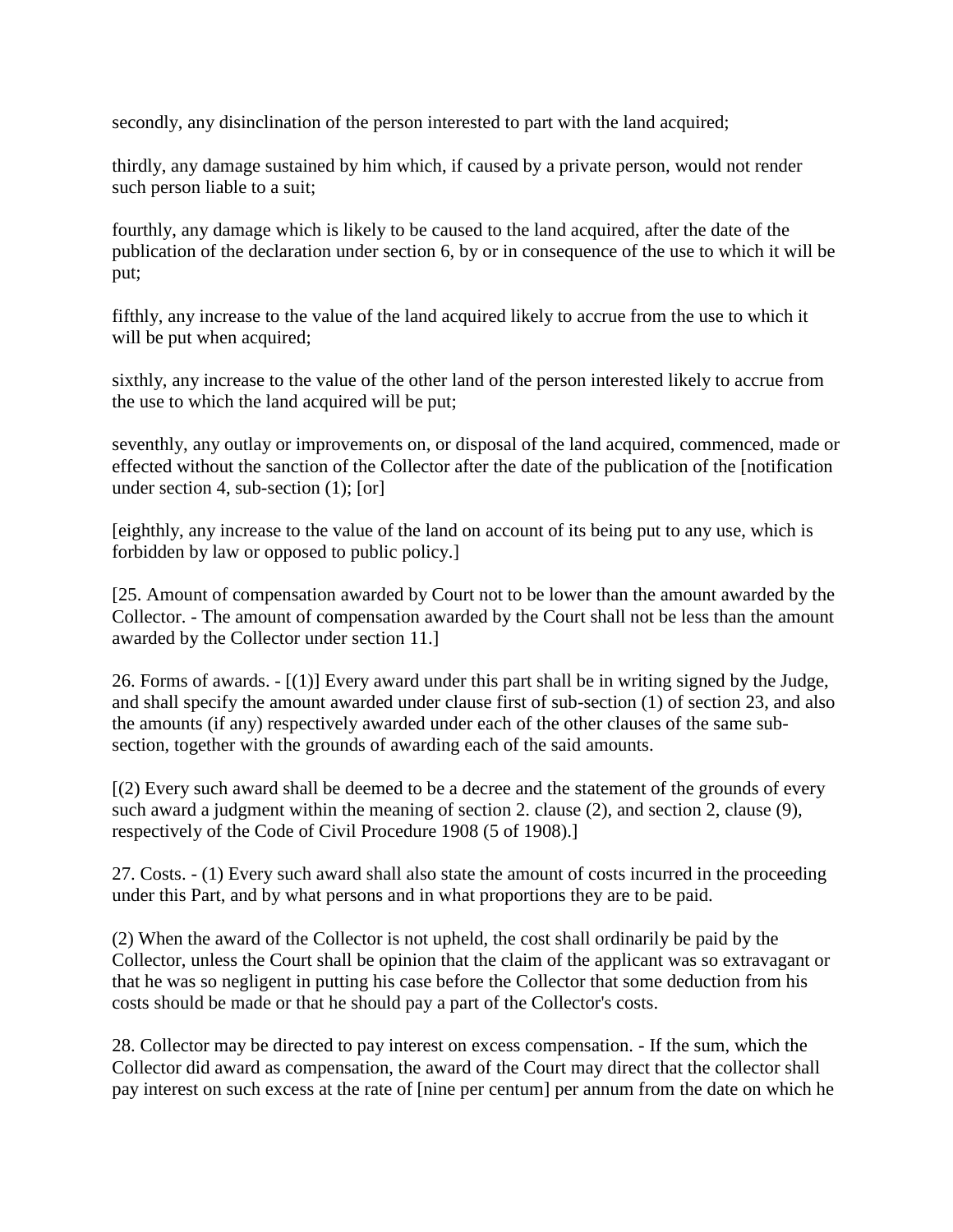secondly, any disinclination of the person interested to part with the land acquired;

thirdly, any damage sustained by him which, if caused by a private person, would not render such person liable to a suit;

fourthly, any damage which is likely to be caused to the land acquired, after the date of the publication of the declaration under section 6, by or in consequence of the use to which it will be put;

fifthly, any increase to the value of the land acquired likely to accrue from the use to which it will be put when acquired;

sixthly, any increase to the value of the other land of the person interested likely to accrue from the use to which the land acquired will be put;

seventhly, any outlay or improvements on, or disposal of the land acquired, commenced, made or effected without the sanction of the Collector after the date of the publication of the [notification under section 4, sub-section (1); [or]

[eighthly, any increase to the value of the land on account of its being put to any use, which is forbidden by law or opposed to public policy.]

[25. Amount of compensation awarded by Court not to be lower than the amount awarded by the Collector. - The amount of compensation awarded by the Court shall not be less than the amount awarded by the Collector under section 11.]

26. Forms of awards. - [(1)] Every award under this part shall be in writing signed by the Judge, and shall specify the amount awarded under clause first of sub-section (1) of section 23, and also the amounts (if any) respectively awarded under each of the other clauses of the same sub-section, together with the grounds of awarding each of the said amounts.

[(2) Every such award shall be deemed to be a decree and the statement of the grounds of every such award a judgment within the meaning of section 2. clause (2), and section 2, clause (9), respectively of the Code of Civil Procedure 1908 (5 of 1908).]

27. Costs. - (1) Every such award shall also state the amount of costs incurred in the proceeding under this Part, and by what persons and in what proportions they are to be paid.

(2) When the award of the Collector is not upheld, the cost shall ordinarily be paid by the Collector, unless the Court shall be opinion that the claim of the applicant was so extravagant or that he was so negligent in putting his case before the Collector that some deduction from his costs should be made or that he should pay a part of the Collector's costs.

28. Collector may be directed to pay interest on excess compensation. - If the sum, which the Collector did award as compensation, the award of the Court may direct that the collector shall pay interest on such excess at the rate of [nine per centum] per annum from the date on which he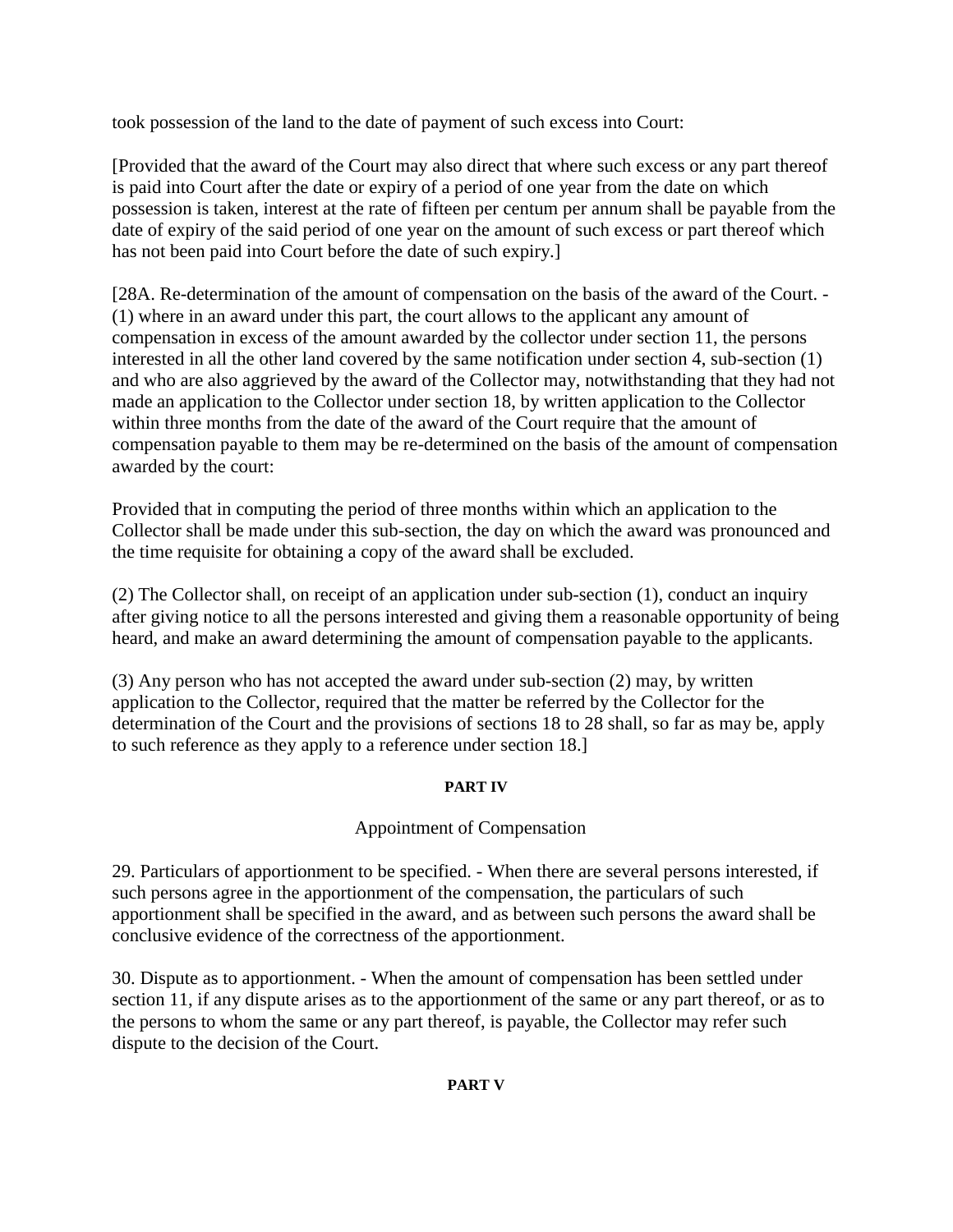took possession of the land to the date of payment of such excess into Court:

[Provided that the award of the Court may also direct that where such excess or any part thereof is paid into Court after the date or expiry of a period of one year from the date on which possession is taken, interest at the rate of fifteen per centum per annum shall be payable from the date of expiry of the said period of one year on the amount of such excess or part thereof which has not been paid into Court before the date of such expiry.]

[28A. Re-determination of the amount of compensation on the basis of the award of the Court. - (1) where in an award under this part, the court allows to the applicant any amount of compensation in excess of the amount awarded by the collector under section 11, the persons interested in all the other land covered by the same notification under section 4, sub-section (1) and who are also aggrieved by the award of the Collector may, notwithstanding that they had not made an application to the Collector under section 18, by written application to the Collector within three months from the date of the award of the Court require that the amount of compensation payable to them may be re-determined on the basis of the amount of compensation awarded by the court:

Provided that in computing the period of three months within which an application to the Collector shall be made under this sub-section, the day on which the award was pronounced and the time requisite for obtaining a copy of the award shall be excluded.

(2) The Collector shall, on receipt of an application under sub-section (1), conduct an inquiry after giving notice to all the persons interested and giving them a reasonable opportunity of being heard, and make an award determining the amount of compensation payable to the applicants.

(3) Any person who has not accepted the award under sub-section (2) may, by written application to the Collector, required that the matter be referred by the Collector for the determination of the Court and the provisions of sections 18 to 28 shall, so far as may be, apply to such reference as they apply to a reference under section 18.]

## PART IV

### Appointment of Compensation

29. Particulars of apportionment to be specified. - When there are several persons interested, if such persons agree in the apportionment of the compensation, the particulars of such apportionment shall be specified in the award, and as between such persons the award shall be conclusive evidence of the correctness of the apportionment.

30. Dispute as to apportionment. - When the amount of compensation has been settled under section 11, if any dispute arises as to the apportionment of the same or any part thereof, or as to the persons to whom the same or any part thereof, is payable, the Collector may refer such dispute to the decision of the Court.

## PART V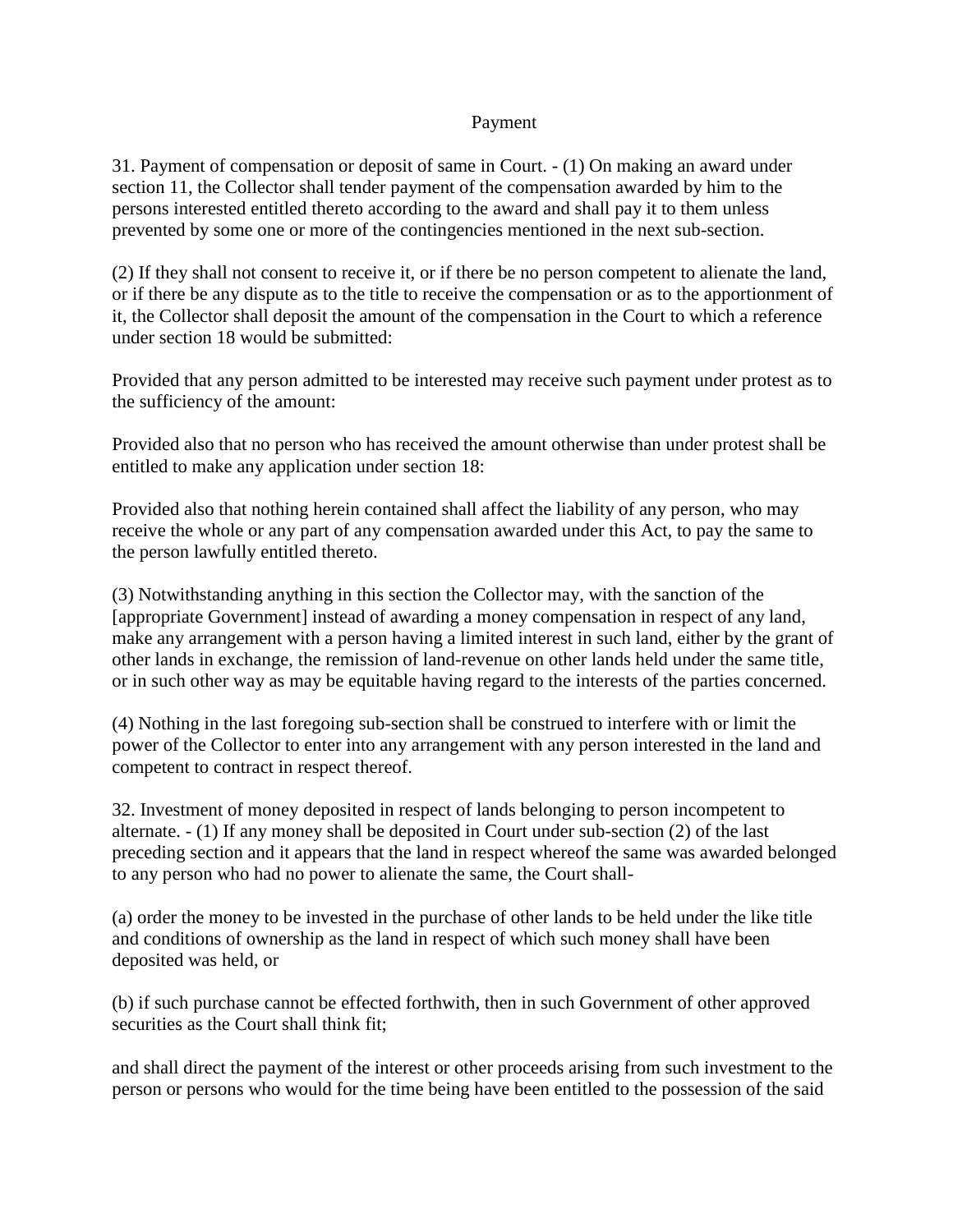## Payment

31. Payment of compensation or deposit of same in Court. - (1) On making an award under section 11, the Collector shall tender payment of the compensation awarded by him to the persons interested entitled thereto according to the award and shall pay it to them unless prevented by some one or more of the contingencies mentioned in the next sub-section.

(2) If they shall not consent to receive it, or if there be no person competent to alienate the land, or if there be any dispute as to the title to receive the compensation or as to the apportionment of it, the Collector shall deposit the amount of the compensation in the Court to which a reference under section 18 would be submitted:

Provided that any person admitted to be interested may receive such payment under protest as to the sufficiency of the amount:

Provided also that no person who has received the amount otherwise than under protest shall be entitled to make any application under section 18:

Provided also that nothing herein contained shall affect the liability of any person, who may receive the whole or any part of any compensation awarded under this Act, to pay the same to the person lawfully entitled thereto.

(3) Notwithstanding anything in this section the Collector may, with the sanction of the [appropriate Government] instead of awarding a money compensation in respect of any land, make any arrangement with a person having a limited interest in such land, either by the grant of other lands in exchange, the remission of land-revenue on other lands held under the same title, or in such other way as may be equitable having regard to the interests of the parties concerned.

(4) Nothing in the last foregoing sub-section shall be construed to interfere with or limit the power of the Collector to enter into any arrangement with any person interested in the land and competent to contract in respect thereof.

32. Investment of money deposited in respect of lands belonging to person incompetent to alternate. - (1) If any money shall be deposited in Court under sub-section (2) of the last preceding section and it appears that the land in respect whereof the same was awarded belonged to any person who had no power to alienate the same, the Court shall-

(a) order the money to be invested in the purchase of other lands to be held under the like title and conditions of ownership as the land in respect of which such money shall have been deposited was held, or

(b) if such purchase cannot be effected forthwith, then in such Government of other approved securities as the Court shall think fit;

and shall direct the payment of the interest or other proceeds arising from such investment to the person or persons who would for the time being have been entitled to the possession of the said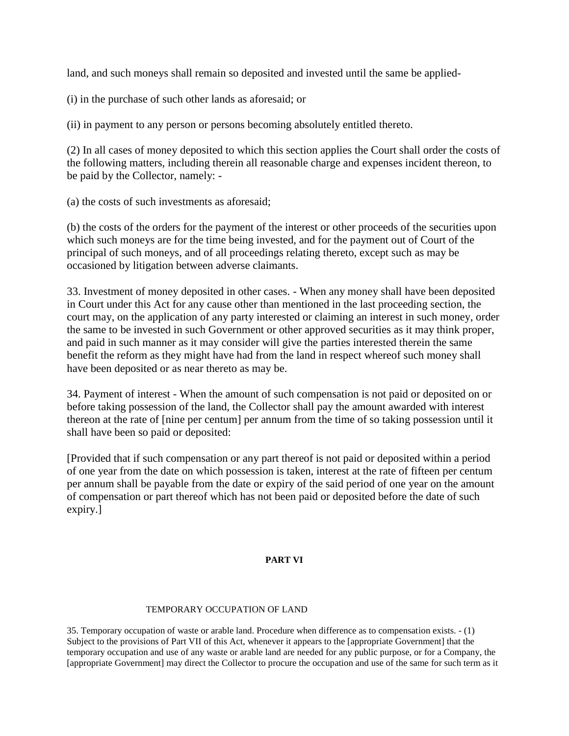land, and such moneys shall remain so deposited and invested until the same be applied-

(i) in the purchase of such other lands as aforesaid; or

(ii) in payment to any person or persons becoming absolutely entitled thereto.

(2) In all cases of money deposited to which this section applies the Court shall order the costs of the following matters, including therein all reasonable charge and expenses incident thereon, to be paid by the Collector, namely: -

(a) the costs of such investments as aforesaid;

(b) the costs of the orders for the payment of the interest or other proceeds of the securities upon which such moneys are for the time being invested, and for the payment out of Court of the principal of such moneys, and of all proceedings relating thereto, except such as may be occasioned by litigation between adverse claimants.

33. Investment of money deposited in other cases. - When any money shall have been deposited in Court under this Act for any cause other than mentioned in the last proceeding section, the court may, on the application of any party interested or claiming an interest in such money, order the same to be invested in such Government or other approved securities as it may think proper, and paid in such manner as it may consider will give the parties interested therein the same benefit the reform as they might have had from the land in respect whereof such money shall have been deposited or as near thereto as may be.

34. Payment of interest - When the amount of such compensation is not paid or deposited on or before taking possession of the land, the Collector shall pay the amount awarded with interest thereon at the rate of [nine per centum] per annum from the time of so taking possession until it shall have been so paid or deposited:

[Provided that if such compensation or any part thereof is not paid or deposited within a period of one year from the date on which possession is taken, interest at the rate of fifteen per centum per annum shall be payable from the date or expiry of the said period of one year on the amount of compensation or part thereof which has not been paid or deposited before the date of such expiry.]

## PART VI

### TEMPORARY OCCUPATION OF LAND

35. Temporary occupation of waste or arable land. Procedure when difference as to compensation exists. - (1) Subject to the provisions of Part VII of this Act, whenever it appears to the [appropriate Government] that the temporary occupation and use of any waste or arable land are needed for any public purpose, or for a Company, the [appropriate Government] may direct the Collector to procure the occupation and use of the same for such term as it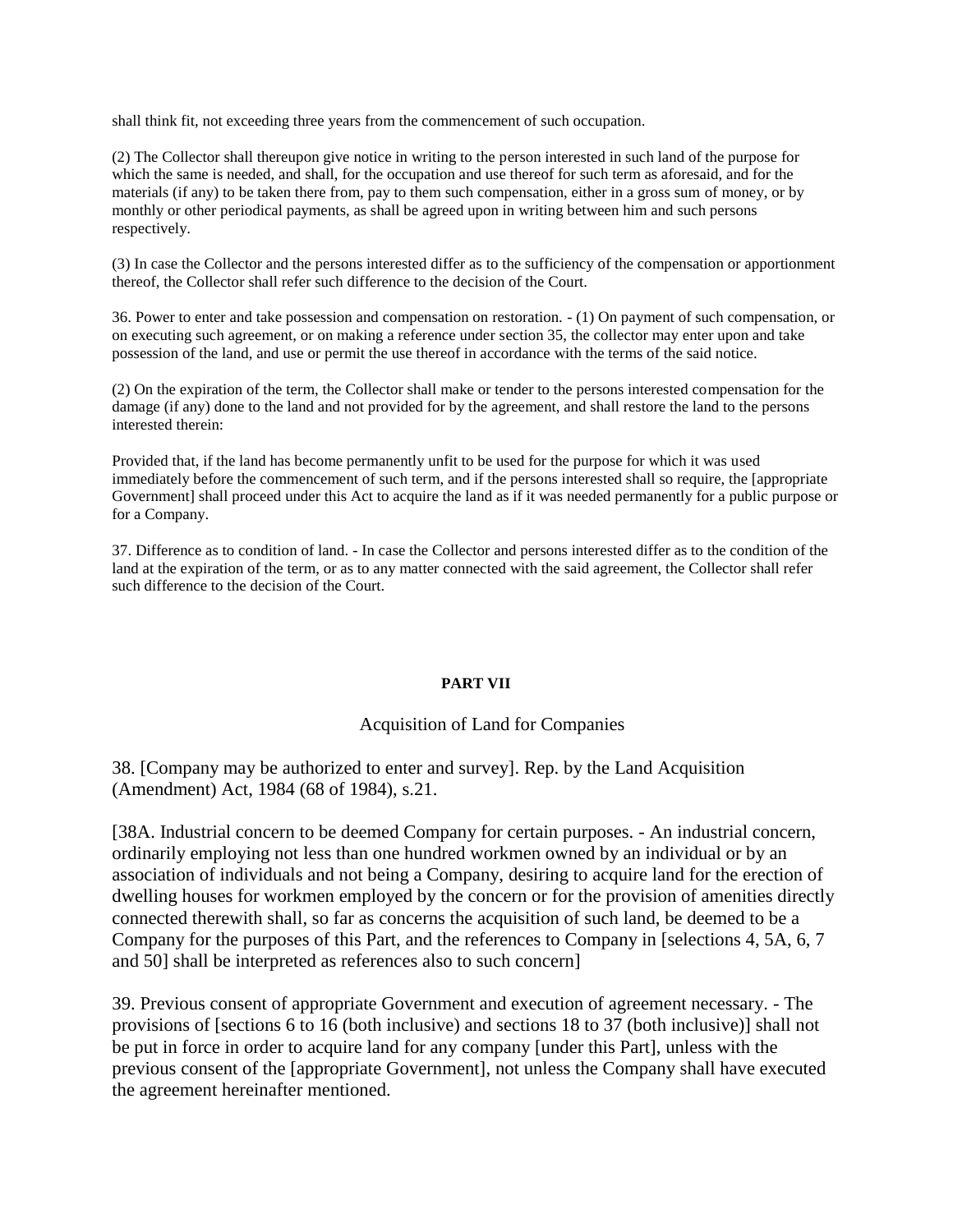shall think fit, not exceeding three years from the commencement of such occupation.

(2) The Collector shall thereupon give notice in writing to the person interested in such land of the purpose for which the same is needed, and shall, for the occupation and use thereof for such term as aforesaid, and for the materials (if any) to be taken there from, pay to them such compensation, either in a gross sum of money, or by monthly or other periodical payments, as shall be agreed upon in writing between him and such persons respectively.

(3) In case the Collector and the persons interested differ as to the sufficiency of the compensation or apportionment thereof, the Collector shall refer such difference to the decision of the Court.

36. Power to enter and take possession and compensation on restoration. - (1) On payment of such compensation, or on executing such agreement, or on making a reference under section 35, the collector may enter upon and take possession of the land, and use or permit the use thereof in accordance with the terms of the said notice.

(2) On the expiration of the term, the Collector shall make or tender to the persons interested compensation for the damage (if any) done to the land and not provided for by the agreement, and shall restore the land to the persons interested therein:

Provided that, if the land has become permanently unfit to be used for the purpose for which it was used immediately before the commencement of such term, and if the persons interested shall so require, the [appropriate Government] shall proceed under this Act to acquire the land as if it was needed permanently for a public purpose or for a Company.

37. Difference as to condition of land. - In case the Collector and persons interested differ as to the condition of the land at the expiration of the term, or as to any matter connected with the said agreement, the Collector shall refer such difference to the decision of the Court.

## PART VII

### Acquisition of Land for Companies

38. [Company may be authorized to enter and survey]. Rep. by the Land Acquisition (Amendment) Act, 1984 (68 of 1984), s.21.

[38A. Industrial concern to be deemed Company for certain purposes. - An industrial concern, ordinarily employing not less than one hundred workmen owned by an individual or by an association of individuals and not being a Company, desiring to acquire land for the erection of dwelling houses for workmen employed by the concern or for the provision of amenities directly connected therewith shall, so far as concerns the acquisition of such land, be deemed to be a Company for the purposes of this Part, and the references to Company in [selections 4, 5A, 6, 7 and 50] shall be interpreted as references also to such concern]

39. Previous consent of appropriate Government and execution of agreement necessary. - The provisions of [sections 6 to 16 (both inclusive) and sections 18 to 37 (both inclusive)] shall not be put in force in order to acquire land for any company [under this Part], unless with the previous consent of the [appropriate Government], not unless the Company shall have executed the agreement hereinafter mentioned.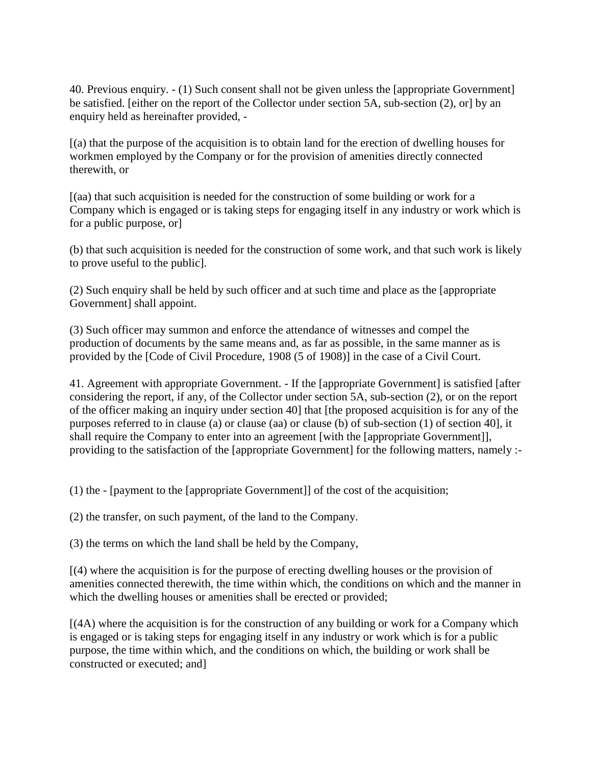40. Previous enquiry. - (1) Such consent shall not be given unless the [appropriate Government] be satisfied. [either on the report of the Collector under section 5A, sub-section (2), or] by an enquiry held as hereinafter provided, -

[(a) that the purpose of the acquisition is to obtain land for the erection of dwelling houses for workmen employed by the Company or for the provision of amenities directly connected therewith, or

[(aa) that such acquisition is needed for the construction of some building or work for a Company which is engaged or is taking steps for engaging itself in any industry or work which is for a public purpose, or]

(b) that such acquisition is needed for the construction of some work, and that such work is likely to prove useful to the public].

(2) Such enquiry shall be held by such officer and at such time and place as the [appropriate Government] shall appoint.

(3) Such officer may summon and enforce the attendance of witnesses and compel the production of documents by the same means and, as far as possible, in the same manner as is provided by the [Code of Civil Procedure, 1908 (5 of 1908)] in the case of a Civil Court.

41. Agreement with appropriate Government. - If the [appropriate Government] is satisfied [after considering the report, if any, of the Collector under section 5A, sub-section (2), or on the report of the officer making an inquiry under section 40] that [the proposed acquisition is for any of the purposes referred to in clause (a) or clause (aa) or clause (b) of sub-section (1) of section 40], it shall require the Company to enter into an agreement [with the [appropriate Government]], providing to the satisfaction of the [appropriate Government] for the following matters, namely :-

(1) the - [payment to the [appropriate Government]] of the cost of the acquisition;

(2) the transfer, on such payment, of the land to the Company.

(3) the terms on which the land shall be held by the Company,

[(4) where the acquisition is for the purpose of erecting dwelling houses or the provision of amenities connected therewith, the time within which, the conditions on which and the manner in which the dwelling houses or amenities shall be erected or provided;

[(4A) where the acquisition is for the construction of any building or work for a Company which is engaged or is taking steps for engaging itself in any industry or work which is for a public purpose, the time within which, and the conditions on which, the building or work shall be constructed or executed; and]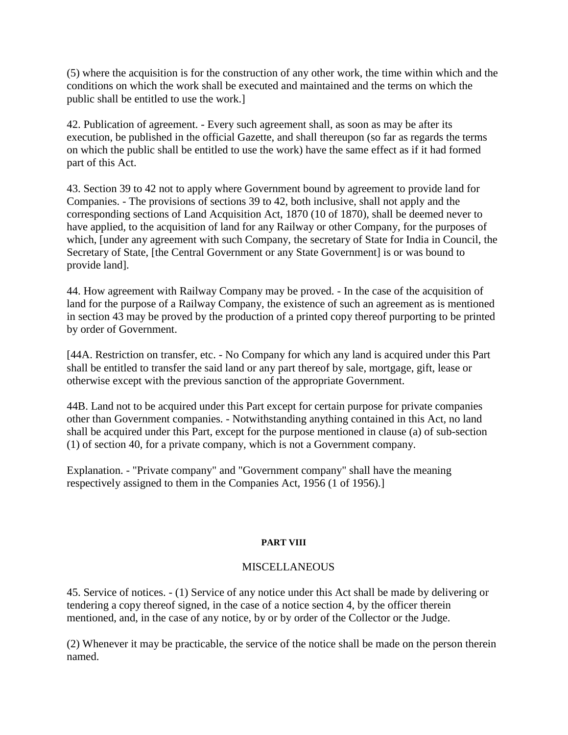(5) where the acquisition is for the construction of any other work, the time within which and the conditions on which the work shall be executed and maintained and the terms on which the public shall be entitled to use the work.]

42. Publication of agreement. - Every such agreement shall, as soon as may be after its execution, be published in the official Gazette, and shall thereupon (so far as regards the terms on which the public shall be entitled to use the work) have the same effect as if it had formed part of this Act.

43. Section 39 to 42 not to apply where Government bound by agreement to provide land for Companies. - The provisions of sections 39 to 42, both inclusive, shall not apply and the corresponding sections of Land Acquisition Act, 1870 (10 of 1870), shall be deemed never to have applied, to the acquisition of land for any Railway or other Company, for the purposes of which, [under any agreement with such Company, the secretary of State for India in Council, the Secretary of State, [the Central Government or any State Government] is or was bound to provide land].

44. How agreement with Railway Company may be proved. - In the case of the acquisition of land for the purpose of a Railway Company, the existence of such an agreement as is mentioned in section 43 may be proved by the production of a printed copy thereof purporting to be printed by order of Government.

[44A. Restriction on transfer, etc. - No Company for which any land is acquired under this Part shall be entitled to transfer the said land or any part thereof by sale, mortgage, gift, lease or otherwise except with the previous sanction of the appropriate Government.

44B. Land not to be acquired under this Part except for certain purpose for private companies other than Government companies. - Notwithstanding anything contained in this Act, no land shall be acquired under this Part, except for the purpose mentioned in clause (a) of sub-section (1) of section 40, for a private company, which is not a Government company.

Explanation. - "Private company" and "Government company" shall have the meaning respectively assigned to them in the Companies Act, 1956 (1 of 1956).]

## PART VIII

## MISCELLANEOUS

45. Service of notices. - (1) Service of any notice under this Act shall be made by delivering or tendering a copy thereof signed, in the case of a notice section 4, by the officer therein mentioned, and, in the case of any notice, by or by order of the Collector or the Judge.

(2) Whenever it may be practicable, the service of the notice shall be made on the person therein named.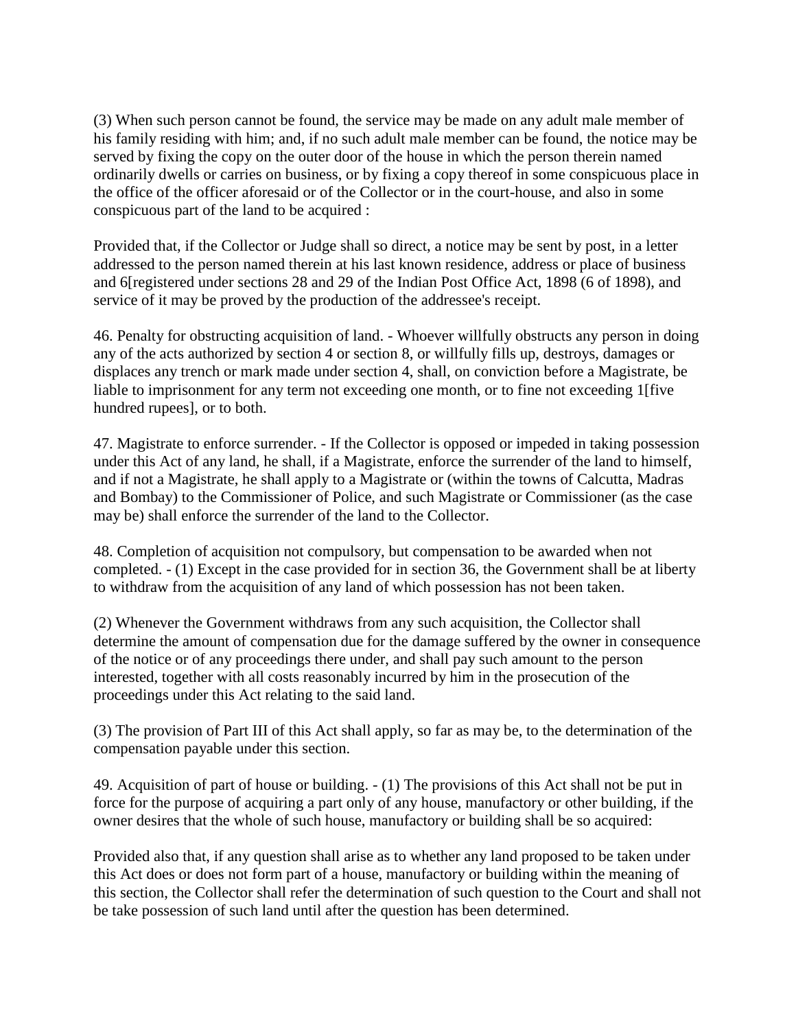(3) When such person cannot be found, the service may be made on any adult male member of his family residing with him; and, if no such adult male member can be found, the notice may be served by fixing the copy on the outer door of the house in which the person therein named ordinarily dwells or carries on business, or by fixing a copy thereof in some conspicuous place in the office of the officer aforesaid or of the Collector or in the court-house, and also in some conspicuous part of the land to be acquired :

Provided that, if the Collector or Judge shall so direct, a notice may be sent by post, in a letter addressed to the person named therein at his last known residence, address or place of business and 6[registered under sections 28 and 29 of the Indian Post Office Act, 1898 (6 of 1898), and service of it may be proved by the production of the addressee's receipt.

46. Penalty for obstructing acquisition of land. - Whoever willfully obstructs any person in doing any of the acts authorized by section 4 or section 8, or willfully fills up, destroys, damages or displaces any trench or mark made under section 4, shall, on conviction before a Magistrate, be liable to imprisonment for any term not exceeding one month, or to fine not exceeding 1[five hundred rupees], or to both.

47. Magistrate to enforce surrender. - If the Collector is opposed or impeded in taking possession under this Act of any land, he shall, if a Magistrate, enforce the surrender of the land to himself, and if not a Magistrate, he shall apply to a Magistrate or (within the towns of Calcutta, Madras and Bombay) to the Commissioner of Police, and such Magistrate or Commissioner (as the case may be) shall enforce the surrender of the land to the Collector.

48. Completion of acquisition not compulsory, but compensation to be awarded when not completed. - (1) Except in the case provided for in section 36, the Government shall be at liberty to withdraw from the acquisition of any land of which possession has not been taken.

(2) Whenever the Government withdraws from any such acquisition, the Collector shall determine the amount of compensation due for the damage suffered by the owner in consequence of the notice or of any proceedings there under, and shall pay such amount to the person interested, together with all costs reasonably incurred by him in the prosecution of the proceedings under this Act relating to the said land.

(3) The provision of Part III of this Act shall apply, so far as may be, to the determination of the compensation payable under this section.

49. Acquisition of part of house or building. - (1) The provisions of this Act shall not be put in force for the purpose of acquiring a part only of any house, manufactory or other building, if the owner desires that the whole of such house, manufactory or building shall be so acquired:

Provided also that, if any question shall arise as to whether any land proposed to be taken under this Act does or does not form part of a house, manufactory or building within the meaning of this section, the Collector shall refer the determination of such question to the Court and shall not be take possession of such land until after the question has been determined.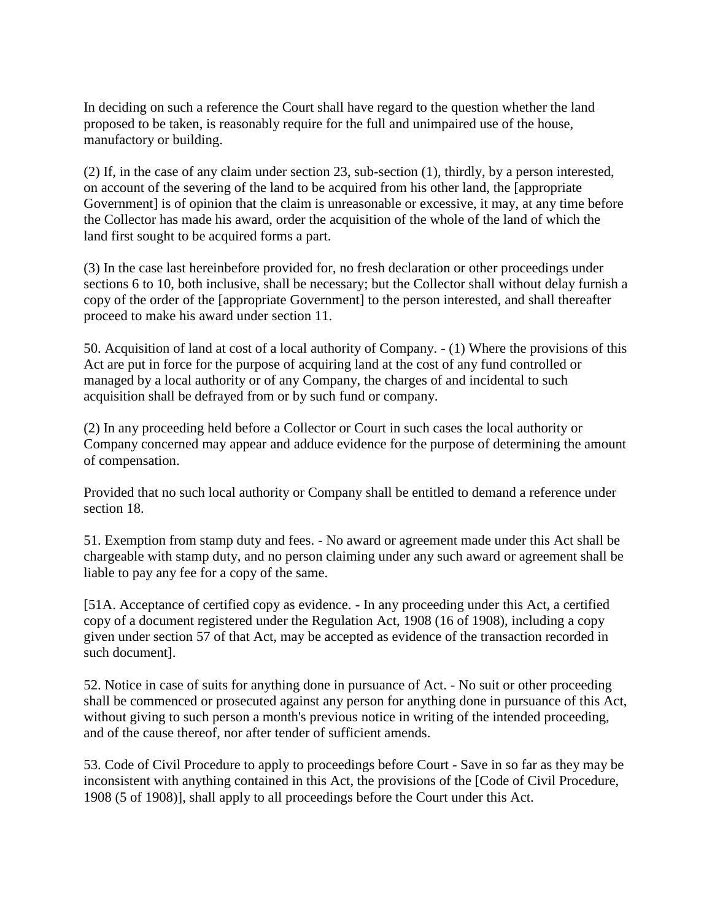In deciding on such a reference the Court shall have regard to the question whether the land proposed to be taken, is reasonably require for the full and unimpaired use of the house, manufactory or building.

(2) If, in the case of any claim under section 23, sub-section (1), thirdly, by a person interested, on account of the severing of the land to be acquired from his other land, the [appropriate Government] is of opinion that the claim is unreasonable or excessive, it may, at any time before the Collector has made his award, order the acquisition of the whole of the land of which the land first sought to be acquired forms a part.

(3) In the case last hereinbefore provided for, no fresh declaration or other proceedings under sections 6 to 10, both inclusive, shall be necessary; but the Collector shall without delay furnish a copy of the order of the [appropriate Government] to the person interested, and shall thereafter proceed to make his award under section 11.

50. Acquisition of land at cost of a local authority of Company. - (1) Where the provisions of this Act are put in force for the purpose of acquiring land at the cost of any fund controlled or managed by a local authority or of any Company, the charges of and incidental to such acquisition shall be defrayed from or by such fund or company.

(2) In any proceeding held before a Collector or Court in such cases the local authority or Company concerned may appear and adduce evidence for the purpose of determining the amount of compensation.

Provided that no such local authority or Company shall be entitled to demand a reference under section 18.

51. Exemption from stamp duty and fees. - No award or agreement made under this Act shall be chargeable with stamp duty, and no person claiming under any such award or agreement shall be liable to pay any fee for a copy of the same.

[51A. Acceptance of certified copy as evidence. - In any proceeding under this Act, a certified copy of a document registered under the Regulation Act, 1908 (16 of 1908), including a copy given under section 57 of that Act, may be accepted as evidence of the transaction recorded in such document].

52. Notice in case of suits for anything done in pursuance of Act. - No suit or other proceeding shall be commenced or prosecuted against any person for anything done in pursuance of this Act, without giving to such person a month's previous notice in writing of the intended proceeding, and of the cause thereof, nor after tender of sufficient amends.

53. Code of Civil Procedure to apply to proceedings before Court - Save in so far as they may be inconsistent with anything contained in this Act, the provisions of the [Code of Civil Procedure, 1908 (5 of 1908)], shall apply to all proceedings before the Court under this Act.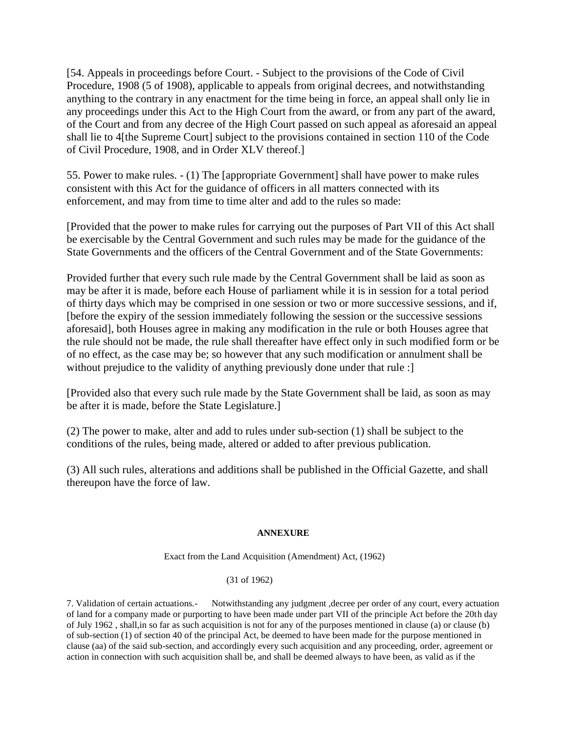[54. Appeals in proceedings before Court. - Subject to the provisions of the Code of Civil Procedure, 1908 (5 of 1908), applicable to appeals from original decrees, and notwithstanding anything to the contrary in any enactment for the time being in force, an appeal shall only lie in any proceedings under this Act to the High Court from the award, or from any part of the award, of the Court and from any decree of the High Court passed on such appeal as aforesaid an appeal shall lie to 4[the Supreme Court] subject to the provisions contained in section 110 of the Code of Civil Procedure, 1908, and in Order XLV thereof.]

55. Power to make rules. - (1) The [appropriate Government] shall have power to make rules consistent with this Act for the guidance of officers in all matters connected with its enforcement, and may from time to time alter and add to the rules so made:

[Provided that the power to make rules for carrying out the purposes of Part VII of this Act shall be exercisable by the Central Government and such rules may be made for the guidance of the State Governments and the officers of the Central Government and of the State Governments:

Provided further that every such rule made by the Central Government shall be laid as soon as may be after it is made, before each House of parliament while it is in session for a total period of thirty days which may be comprised in one session or two or more successive sessions, and if, [before the expiry of the session immediately following the session or the successive sessions aforesaid], both Houses agree in making any modification in the rule or both Houses agree that the rule should not be made, the rule shall thereafter have effect only in such modified form or be of no effect, as the case may be; so however that any such modification or annulment shall be without prejudice to the validity of anything previously done under that rule :]

[Provided also that every such rule made by the State Government shall be laid, as soon as may be after it is made, before the State Legislature.]

(2) The power to make, alter and add to rules under sub-section (1) shall be subject to the conditions of the rules, being made, altered or added to after previous publication.

(3) All such rules, alterations and additions shall be published in the Official Gazette, and shall thereupon have the force of law.

**ANNEXURE**

Exact from the Land Acquisition (Amendment) Act, (1962)

(31 of 1962)

7. Validation of certain actuations.- Notwithstanding any judgment ,decree per order of any court, every actuation of land for a company made or purporting to have been made under part VII of the principle Act before the 20th day of July 1962 , shall,in so far as such acquisition is not for any of the purposes mentioned in clause (a) or clause (b) of sub-section (1) of section 40 of the principal Act, be deemed to have been made for the purpose mentioned in clause (aa) of the said sub-section, and accordingly every such acquisition and any proceeding, order, agreement or action in connection with such acquisition shall be, and shall be deemed always to have been, as valid as if the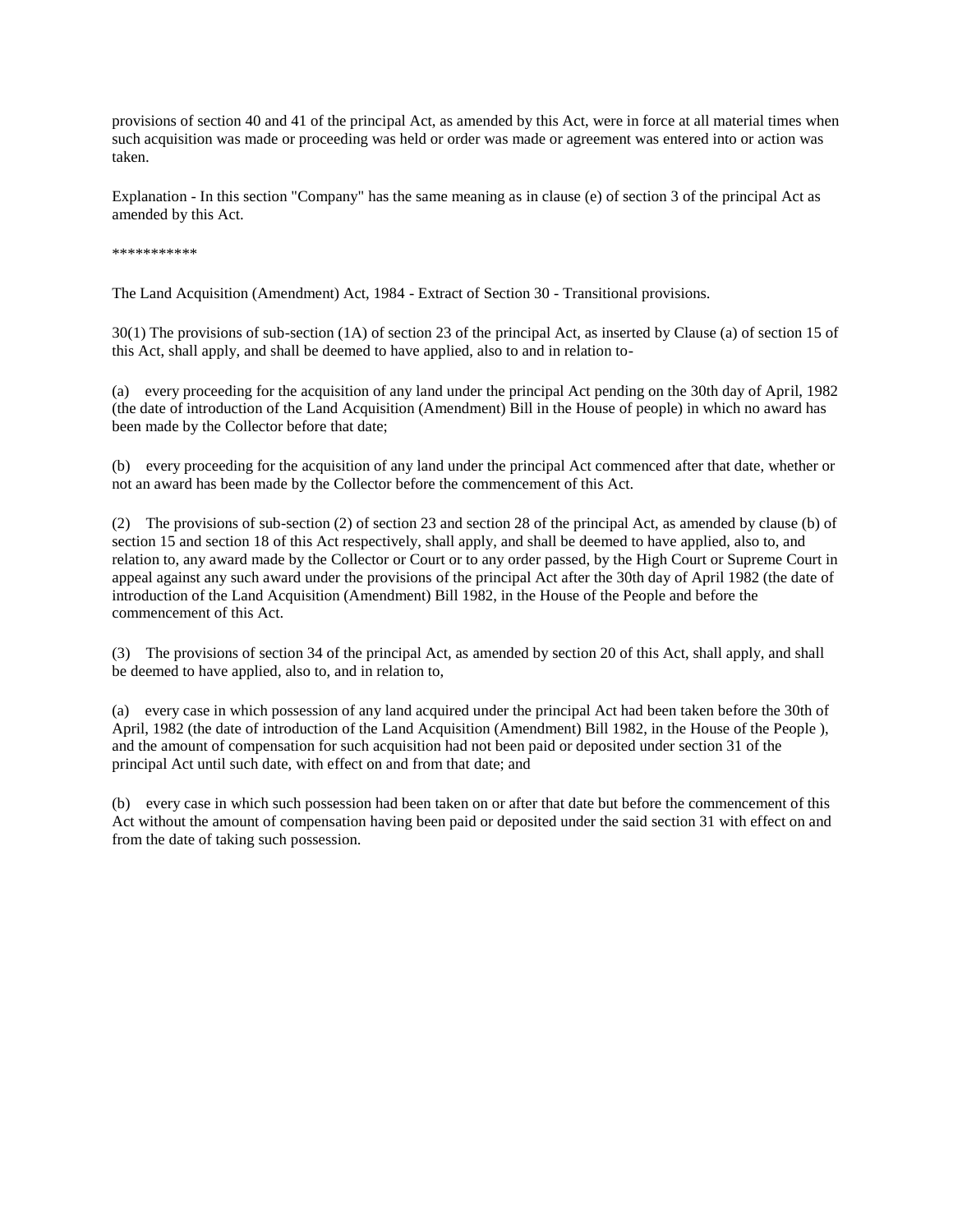provisions of section 40 and 41 of the principal Act, as amended by this Act, were in force at all material times when such acquisition was made or proceeding was held or order was made or agreement was entered into or action was taken.

Explanation - In this section "Company" has the same meaning as in clause (e) of section 3 of the principal Act as amended by this Act.

***********

The Land Acquisition (Amendment) Act, 1984 - Extract of Section 30 - Transitional provisions.

30(1) The provisions of sub-section (1A) of section 23 of the principal Act, as inserted by Clause (a) of section 15 of this Act, shall apply, and shall be deemed to have applied, also to and in relation to-

(a) every proceeding for the acquisition of any land under the principal Act pending on the 30th day of April, 1982 (the date of introduction of the Land Acquisition (Amendment) Bill in the House of people) in which no award has been made by the Collector before that date;

(b) every proceeding for the acquisition of any land under the principal Act commenced after that date, whether or not an award has been made by the Collector before the commencement of this Act.

(2) The provisions of sub-section (2) of section 23 and section 28 of the principal Act, as amended by clause (b) of section 15 and section 18 of this Act respectively, shall apply, and shall be deemed to have applied, also to, and relation to, any award made by the Collector or Court or to any order passed, by the High Court or Supreme Court in appeal against any such award under the provisions of the principal Act after the 30th day of April 1982 (the date of introduction of the Land Acquisition (Amendment) Bill 1982, in the House of the People and before the commencement of this Act.

(3) The provisions of section 34 of the principal Act, as amended by section 20 of this Act, shall apply, and shall be deemed to have applied, also to, and in relation to,

(a) every case in which possession of any land acquired under the principal Act had been taken before the 30th of April, 1982 (the date of introduction of the Land Acquisition (Amendment) Bill 1982, in the House of the People ), and the amount of compensation for such acquisition had not been paid or deposited under section 31 of the principal Act until such date, with effect on and from that date; and

(b) every case in which such possession had been taken on or after that date but before the commencement of this Act without the amount of compensation having been paid or deposited under the said section 31 with effect on and from the date of taking such possession.